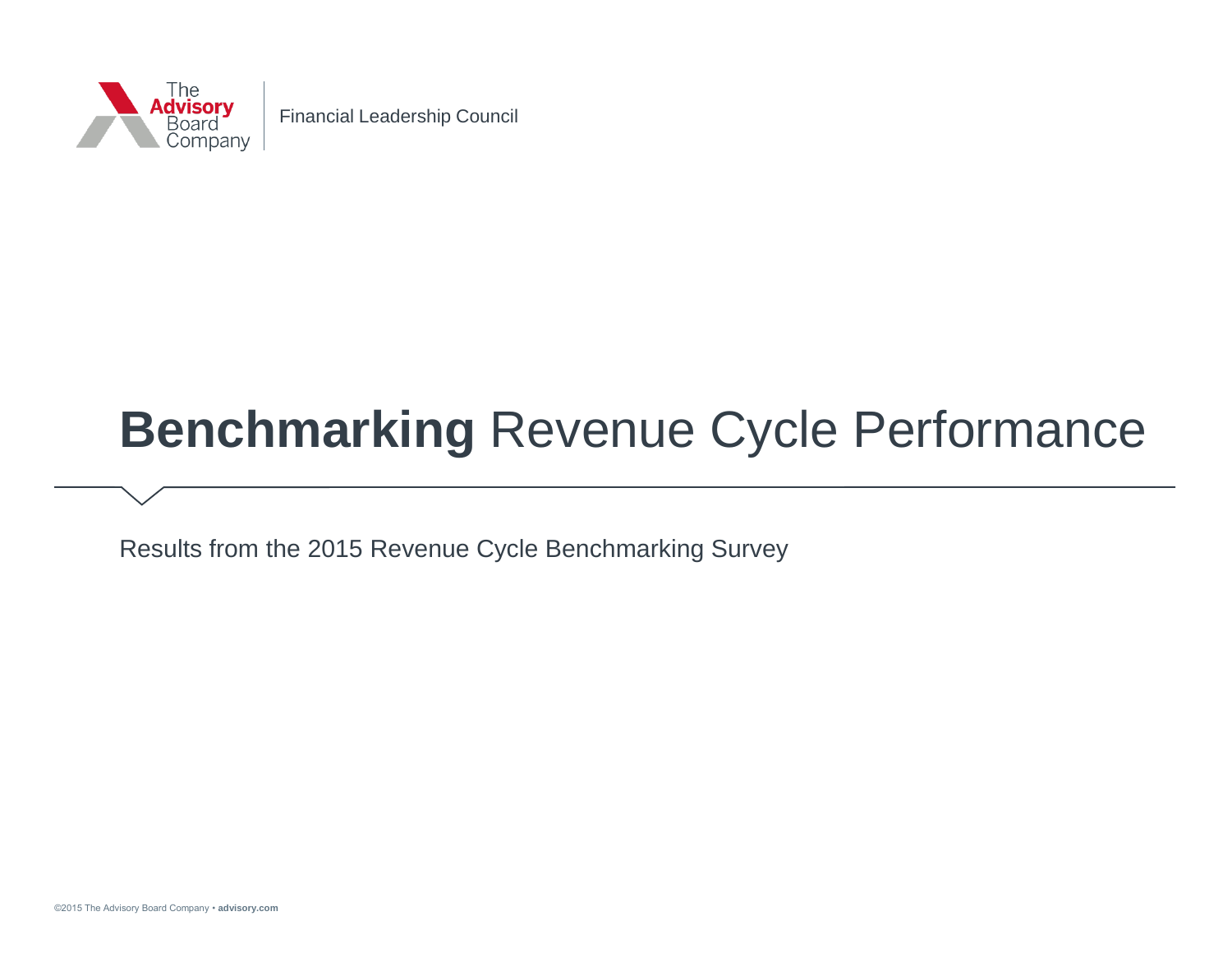The Advisory Board Company

Financial Leadership Council

# **Benchmarking** Revenue Cycle Performance

Results from the 2015 Revenue Cycle Benchmarking Survey

©2015 The Advisory Board Company • **advisory.com**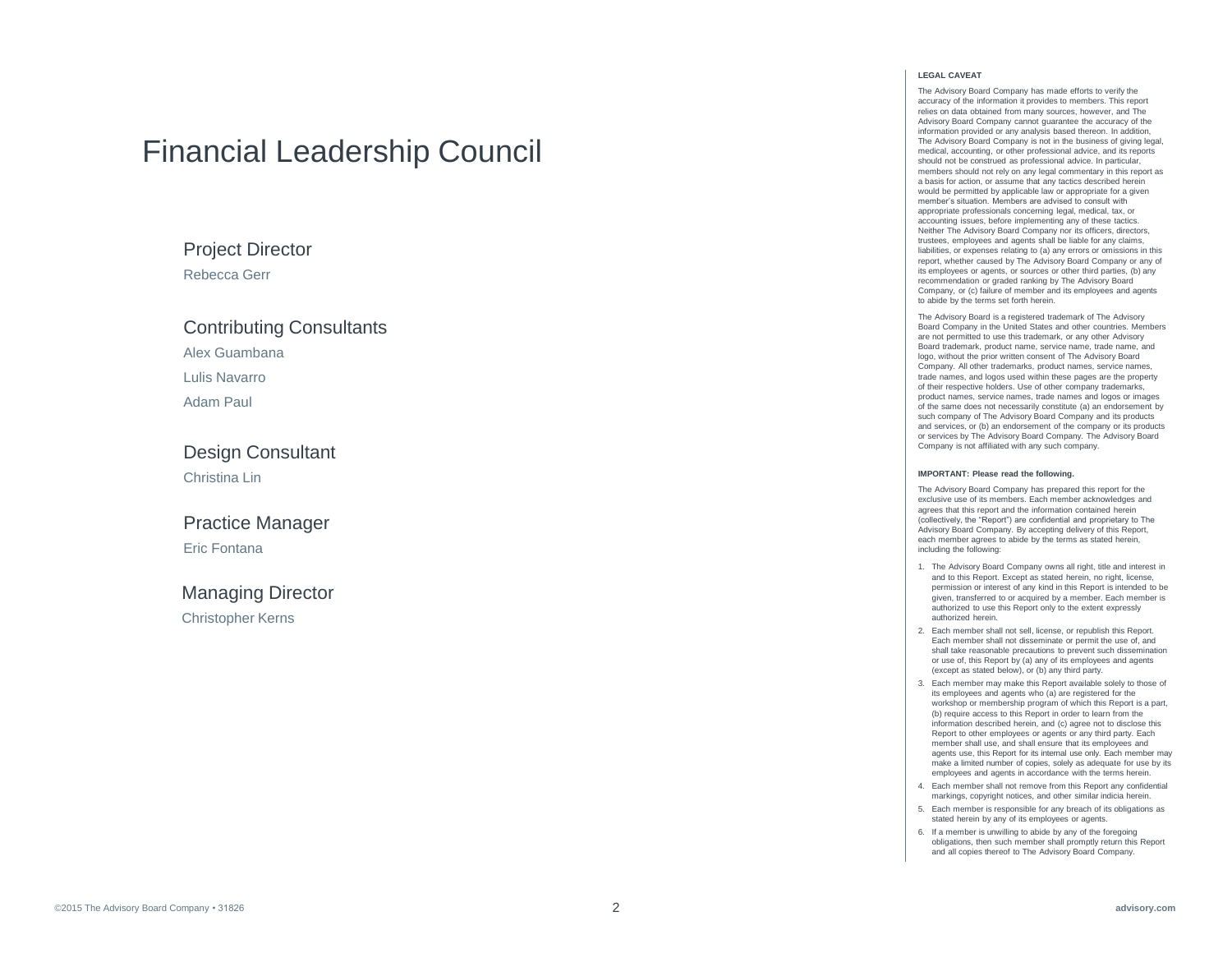# Financial Leadership Council

### Project Director

Rebecca Gerr

### Contributing Consultants

Alex Guambana

Lulis Navarro

Adam Paul

### Design Consultant

Christina Lin

### Practice Manager

Eric Fontana

### Managing Director

Christopher Kerns

**LEGAL CAVEAT**

The Advisory Board Company has made efforts to verify the accuracy of the information it provides to members. This report relies on data obtained from many sources, however, and The Advisory Board Company cannot guarantee the accuracy of the information provided or any analysis based thereon. In addition, The Advisory Board Company is not in the business of giving legal, medical, accounting, or other professional advice, and its reports should not be construed as professional advice. In particular, members should not rely on any legal commentary in this report as a basis for action, or assume that any tactics described herein would be permitted by applicable law or appropriate for a given member's situation. Members are advised to consult with appropriate professionals concerning legal, medical, tax, or accounting issues, before implementing any of these tactics. Neither The Advisory Board Company nor its officers, directors, trustees, employees and agents shall be liable for any claims, liabilities, or expenses relating to (a) any errors or omissions in this report, whether caused by The Advisory Board Company or any of its employees or agents, or sources or other third parties, (b) any recommendation or graded ranking by The Advisory Board Company, or (c) failure of member and its employees and agents to abide by the terms set forth herein.

The Advisory Board is a registered trademark of The Advisory Board Company in the United States and other countries. Members are not permitted to use this trademark, or any other Advisory Board trademark, product name, service name, trade name, and logo, without the prior written consent of The Advisory Board Company. All other trademarks, product names, service names, trade names, and logos used within these pages are the property of their respective holders. Use of other company trademarks, product names, service names, trade names and logos or images of the same does not necessarily constitute (a) an endorsement by such company of The Advisory Board Company and its products and services, or (b) an endorsement of the company or its products or services by The Advisory Board Company. The Advisory Board Company is not affiliated with any such company.

**IMPORTANT: Please read the following.**

The Advisory Board Company has prepared this report for the exclusive use of its members. Each member acknowledges and agrees that this report and the information contained herein (collectively, the "Report") are confidential and proprietary to The Advisory Board Company. By accepting delivery of this Report, each member agrees to abide by the terms as stated herein, including the following:

1. The Advisory Board Company owns all right, title and interest in and to this Report. Except as stated herein, no right, license, permission or interest of any kind in this Report is intended to be given, transferred to or acquired by a member. Each member is authorized to use this Report only to the extent expressly authorized herein.
2. Each member shall not sell, license, or republish this Report. Each member shall not disseminate or permit the use of, and shall take reasonable precautions to prevent such dissemination or use of, this Report by (a) any of its employees and agents (except as stated below), or (b) any third party.
3. Each member may make this Report available solely to those of its employees and agents who (a) are registered for the workshop or membership program of which this Report is a part, (b) require access to this Report in order to learn from the information described herein, and (c) agree not to disclose this Report to other employees or agents or any third party. Each member shall use, and shall ensure that its employees and agents use, this Report for its internal use only. Each member may make a limited number of copies, solely as adequate for use by its employees and agents in accordance with the terms herein.
4. Each member shall not remove from this Report any confidential markings, copyright notices, and other similar indicia herein.
5. Each member is responsible for any breach of its obligations as stated herein by any of its employees or agents.
6. If a member is unwilling to abide by any of the foregoing obligations, then such member shall promptly return this Report and all copies thereof to The Advisory Board Company.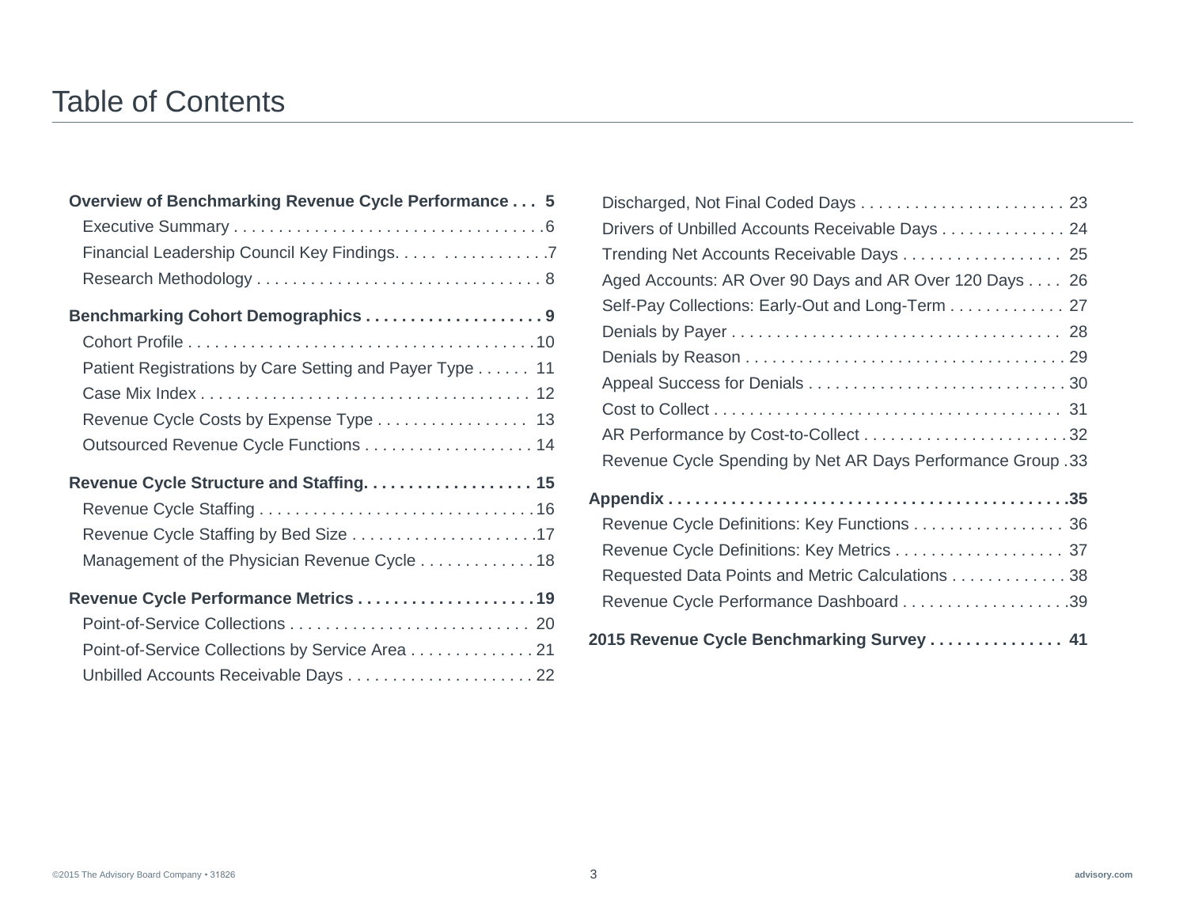# Table of Contents

**Overview of Benchmarking Revenue Cycle Performance . . . 5**

- Executive Summary . . . . . . . . . . . . . . . . . . . . . . . . . . . . . . . . . . 6
- Financial Leadership Council Key Findings. . . . . . . . . . . . . . . . . . 7
- Research Methodology . . . . . . . . . . . . . . . . . . . . . . . . . . . . . . . . 8

**Benchmarking Cohort Demographics . . . . . . . . . . . . . . . . . . . . 9**

- Cohort Profile . . . . . . . . . . . . . . . . . . . . . . . . . . . . . . . . . . . . . . 10
- Patient Registrations by Care Setting and Payer Type . . . . . . 11
- Case Mix Index . . . . . . . . . . . . . . . . . . . . . . . . . . . . . . . . . . . . 12
- Revenue Cycle Costs by Expense Type . . . . . . . . . . . . . . . . . 13
- Outsourced Revenue Cycle Functions . . . . . . . . . . . . . . . . . . . 14

**Revenue Cycle Structure and Staffing. . . . . . . . . . . . . . . . . . . 15**

- Revenue Cycle Staffing . . . . . . . . . . . . . . . . . . . . . . . . . . . . . . . 16
- Revenue Cycle Staffing by Bed Size . . . . . . . . . . . . . . . . . . . . 17
- Management of the Physician Revenue Cycle . . . . . . . . . . . . . 18

**Revenue Cycle Performance Metrics . . . . . . . . . . . . . . . . . . . . 19**

- Point-of-Service Collections . . . . . . . . . . . . . . . . . . . . . . . . . . . 20
- Point-of-Service Collections by Service Area . . . . . . . . . . . . . . 21
- Unbilled Accounts Receivable Days . . . . . . . . . . . . . . . . . . . . . 22
- Discharged, Not Final Coded Days . . . . . . . . . . . . . . . . . . . . . . . 23
- Drivers of Unbilled Accounts Receivable Days . . . . . . . . . . . . . . 24
- Trending Net Accounts Receivable Days . . . . . . . . . . . . . . . . . . 25
- Aged Accounts: AR Over 90 Days and AR Over 120 Days . . . . 26
- Self-Pay Collections: Early-Out and Long-Term . . . . . . . . . . . . . 27
- Denials by Payer . . . . . . . . . . . . . . . . . . . . . . . . . . . . . . . . . . . . . 28
- Denials by Reason . . . . . . . . . . . . . . . . . . . . . . . . . . . . . . . . . . . . 29
- Appeal Success for Denials . . . . . . . . . . . . . . . . . . . . . . . . . . . . . 30
- Cost to Collect . . . . . . . . . . . . . . . . . . . . . . . . . . . . . . . . . . . . . . . 31
- AR Performance by Cost-to-Collect . . . . . . . . . . . . . . . . . . . . . . . 32
- Revenue Cycle Spending by Net AR Days Performance Group . 33

**Appendix . . . . . . . . . . . . . . . . . . . . . . . . . . . . . . . . . . . . . . . . . . . . 35**

- Revenue Cycle Definitions: Key Functions . . . . . . . . . . . . . . . . . 36
- Revenue Cycle Definitions: Key Metrics . . . . . . . . . . . . . . . . . . . 37
- Requested Data Points and Metric Calculations . . . . . . . . . . . . . 38
- Revenue Cycle Performance Dashboard . . . . . . . . . . . . . . . . . . . 39

**2015 Revenue Cycle Benchmarking Survey . . . . . . . . . . . . . . . 41**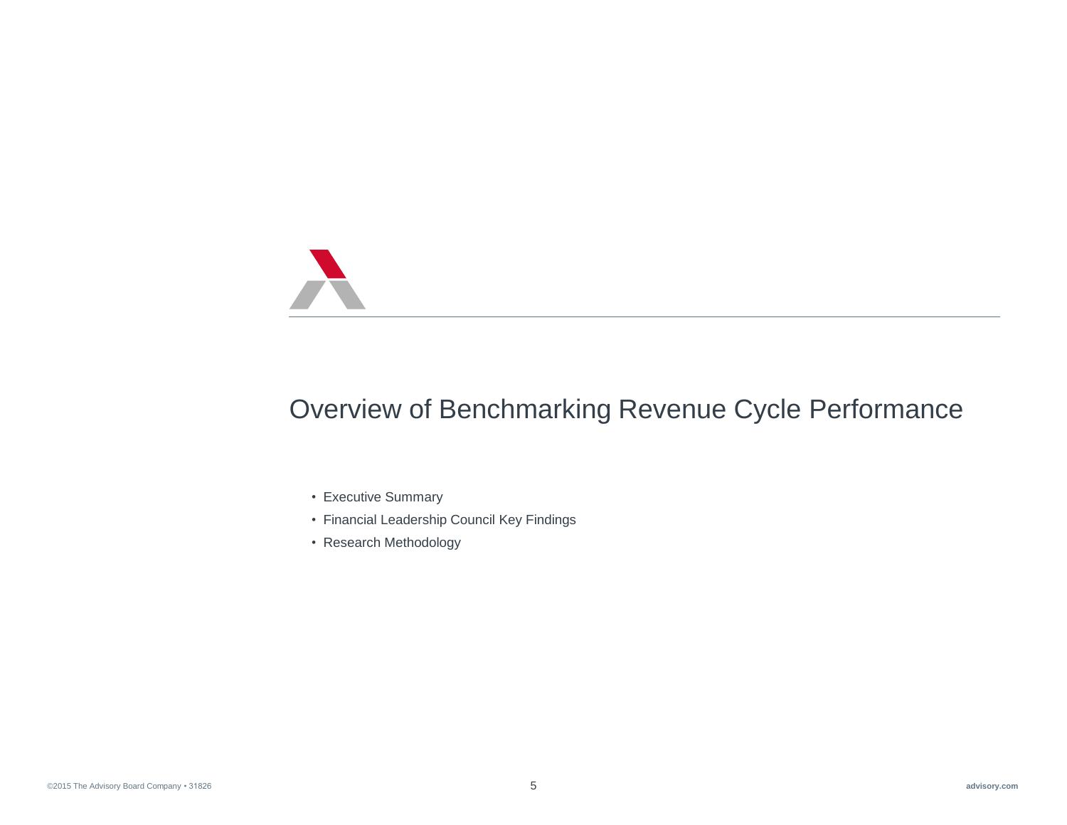# Overview of Benchmarking Revenue Cycle Performance

- Executive Summary
- Financial Leadership Council Key Findings
- Research Methodology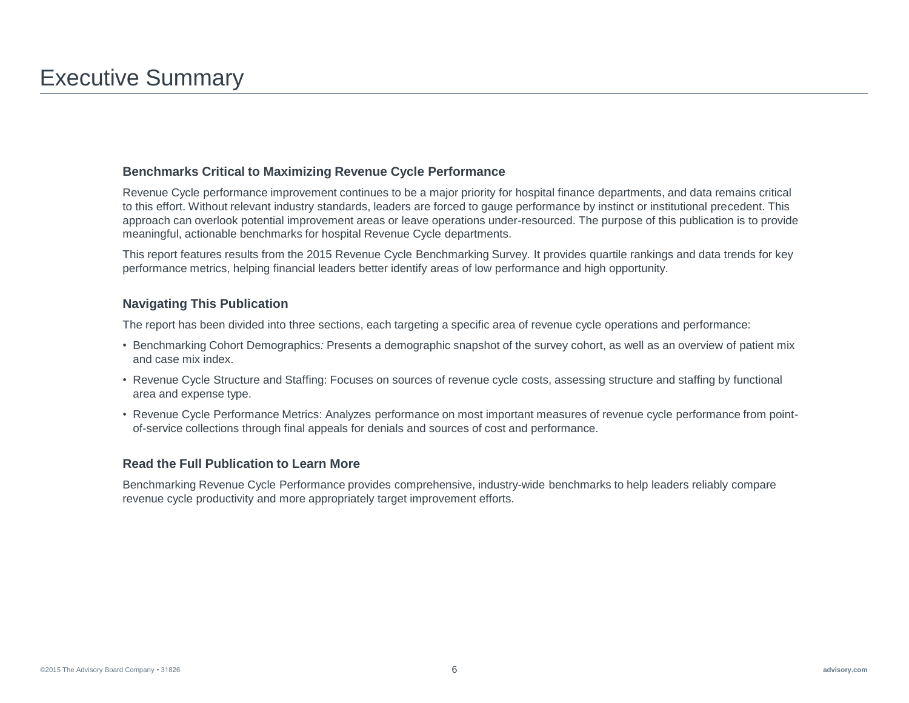# Executive Summary

### Benchmarks Critical to Maximizing Revenue Cycle Performance

Revenue Cycle performance improvement continues to be a major priority for hospital finance departments, and data remains critical to this effort. Without relevant industry standards, leaders are forced to gauge performance by instinct or institutional precedent. This approach can overlook potential improvement areas or leave operations under-resourced. The purpose of this publication is to provide meaningful, actionable benchmarks for hospital Revenue Cycle departments.

This report features results from the 2015 Revenue Cycle Benchmarking Survey. It provides quartile rankings and data trends for key performance metrics, helping financial leaders better identify areas of low performance and high opportunity.

### Navigating This Publication

The report has been divided into three sections, each targeting a specific area of revenue cycle operations and performance:

- Benchmarking Cohort Demographics*:* Presents a demographic snapshot of the survey cohort, as well as an overview of patient mix and case mix index.
- Revenue Cycle Structure and Staffing: Focuses on sources of revenue cycle costs, assessing structure and staffing by functional area and expense type.
- Revenue Cycle Performance Metrics: Analyzes performance on most important measures of revenue cycle performance from point-of-service collections through final appeals for denials and sources of cost and performance.

### Read the Full Publication to Learn More

Benchmarking Revenue Cycle Performance provides comprehensive, industry-wide benchmarks to help leaders reliably compare revenue cycle productivity and more appropriately target improvement efforts.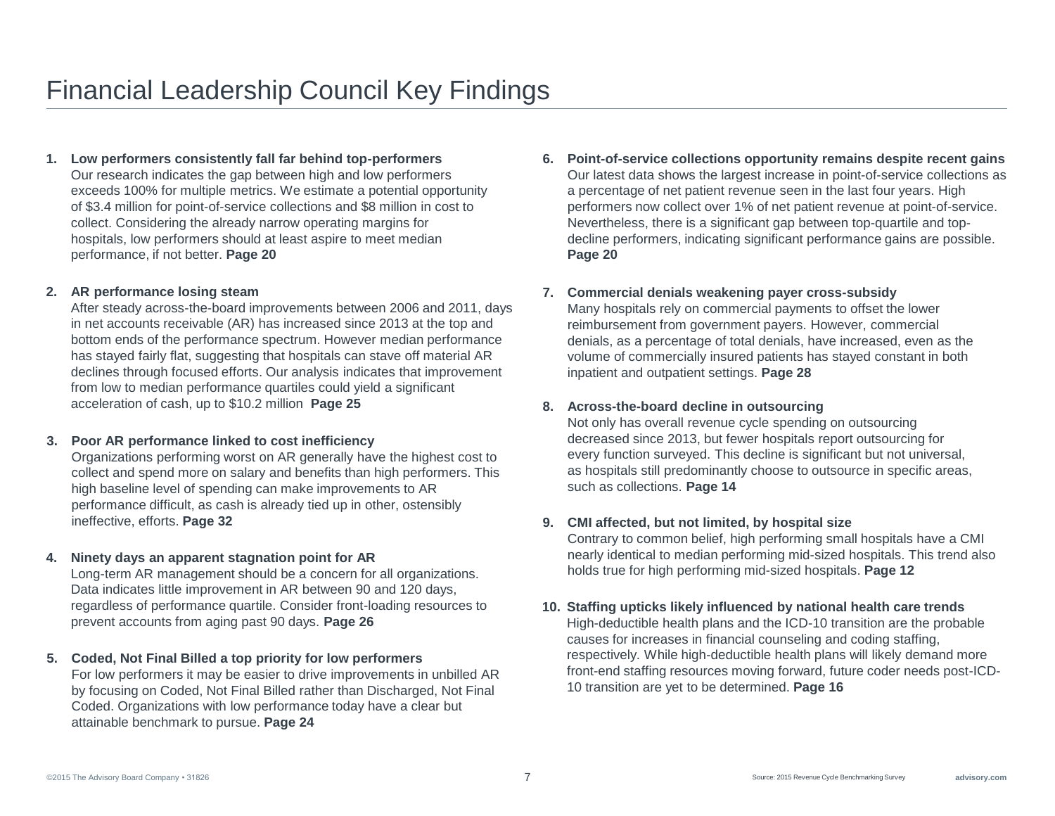# Financial Leadership Council Key Findings

1. **Low performers consistently fall far behind top-performers**
   Our research indicates the gap between high and low performers exceeds 100% for multiple metrics. We estimate a potential opportunity of $3.4 million for point-of-service collections and $8 million in cost to collect. Considering the already narrow operating margins for hospitals, low performers should at least aspire to meet median performance, if not better. **Page 20**

2. **AR performance losing steam**
   After steady across-the-board improvements between 2006 and 2011, days in net accounts receivable (AR) has increased since 2013 at the top and bottom ends of the performance spectrum. However median performance has stayed fairly flat, suggesting that hospitals can stave off material AR declines through focused efforts. Our analysis indicates that improvement from low to median performance quartiles could yield a significant acceleration of cash, up to $10.2 million **Page 25**

3. **Poor AR performance linked to cost inefficiency**
   Organizations performing worst on AR generally have the highest cost to collect and spend more on salary and benefits than high performers. This high baseline level of spending can make improvements to AR performance difficult, as cash is already tied up in other, ostensibly ineffective, efforts. **Page 32**

4. **Ninety days an apparent stagnation point for AR**
   Long-term AR management should be a concern for all organizations. Data indicates little improvement in AR between 90 and 120 days, regardless of performance quartile. Consider front-loading resources to prevent accounts from aging past 90 days. **Page 26**

5. **Coded, Not Final Billed a top priority for low performers**
   For low performers it may be easier to drive improvements in unbilled AR by focusing on Coded, Not Final Billed rather than Discharged, Not Final Coded. Organizations with low performance today have a clear but attainable benchmark to pursue. **Page 24**

6. **Point-of-service collections opportunity remains despite recent gains**
   Our latest data shows the largest increase in point-of-service collections as a percentage of net patient revenue seen in the last four years. High performers now collect over 1% of net patient revenue at point-of-service. Nevertheless, there is a significant gap between top-quartile and top-decline performers, indicating significant performance gains are possible. **Page 20**

7. **Commercial denials weakening payer cross-subsidy**
   Many hospitals rely on commercial payments to offset the lower reimbursement from government payers. However, commercial denials, as a percentage of total denials, have increased, even as the volume of commercially insured patients has stayed constant in both inpatient and outpatient settings. **Page 28**

8. **Across-the-board decline in outsourcing**
   Not only has overall revenue cycle spending on outsourcing decreased since 2013, but fewer hospitals report outsourcing for every function surveyed. This decline is significant but not universal, as hospitals still predominantly choose to outsource in specific areas, such as collections. **Page 14**

9. **CMI affected, but not limited, by hospital size**
   Contrary to common belief, high performing small hospitals have a CMI nearly identical to median performing mid-sized hospitals. This trend also holds true for high performing mid-sized hospitals. **Page 12**

10. **Staffing upticks likely influenced by national health care trends**
    High-deductible health plans and the ICD-10 transition are the probable causes for increases in financial counseling and coding staffing, respectively. While high-deductible health plans will likely demand more front-end staffing resources moving forward, future coder needs post-ICD-10 transition are yet to be determined. **Page 16**

Source: 2015 Revenue Cycle Benchmarking Survey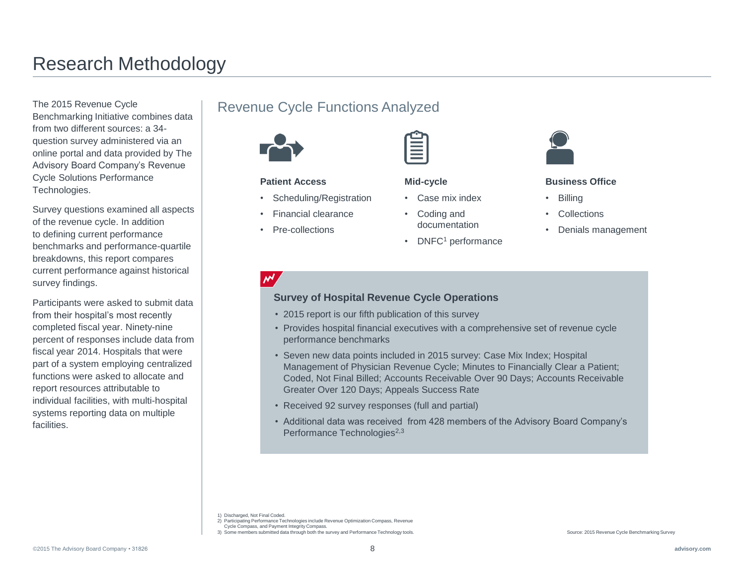# Research Methodology

The 2015 Revenue Cycle Benchmarking Initiative combines data from two different sources: a 34-question survey administered via an online portal and data provided by The Advisory Board Company's Revenue Cycle Solutions Performance Technologies.

Survey questions examined all aspects of the revenue cycle. In addition to defining current performance benchmarks and performance-quartile breakdowns, this report compares current performance against historical survey findings.

Participants were asked to submit data from their hospital's most recently completed fiscal year. Ninety-nine percent of responses include data from fiscal year 2014. Hospitals that were part of a system employing centralized functions were asked to allocate and report resources attributable to individual facilities, with multi-hospital systems reporting data on multiple facilities.

## Revenue Cycle Functions Analyzed

**Patient Access**

- Scheduling/Registration
- Financial clearance
- Pre-collections

**Mid-cycle**

- Case mix index
- Coding and documentation
- DNFC[1] performance

**Business Office**

- Billing
- Collections
- Denials management

### Survey of Hospital Revenue Cycle Operations

- 2015 report is our fifth publication of this survey
- Provides hospital financial executives with a comprehensive set of revenue cycle performance benchmarks
- Seven new data points included in 2015 survey: Case Mix Index; Hospital Management of Physician Revenue Cycle; Minutes to Financially Clear a Patient; Coded, Not Final Billed; Accounts Receivable Over 90 Days; Accounts Receivable Greater Over 120 Days; Appeals Success Rate
- Received 92 survey responses (full and partial)
- Additional data was received from 428 members of the Advisory Board Company's Performance Technologies[2,3]

1) Discharged, Not Final Coded.
2) Participating Performance Technologies include Revenue Optimization Compass, Revenue Cycle Compass, and Payment Integrity Compass.
3) Some members submitted data through both the survey and Performance Technology tools.

Source: 2015 Revenue Cycle Benchmarking Survey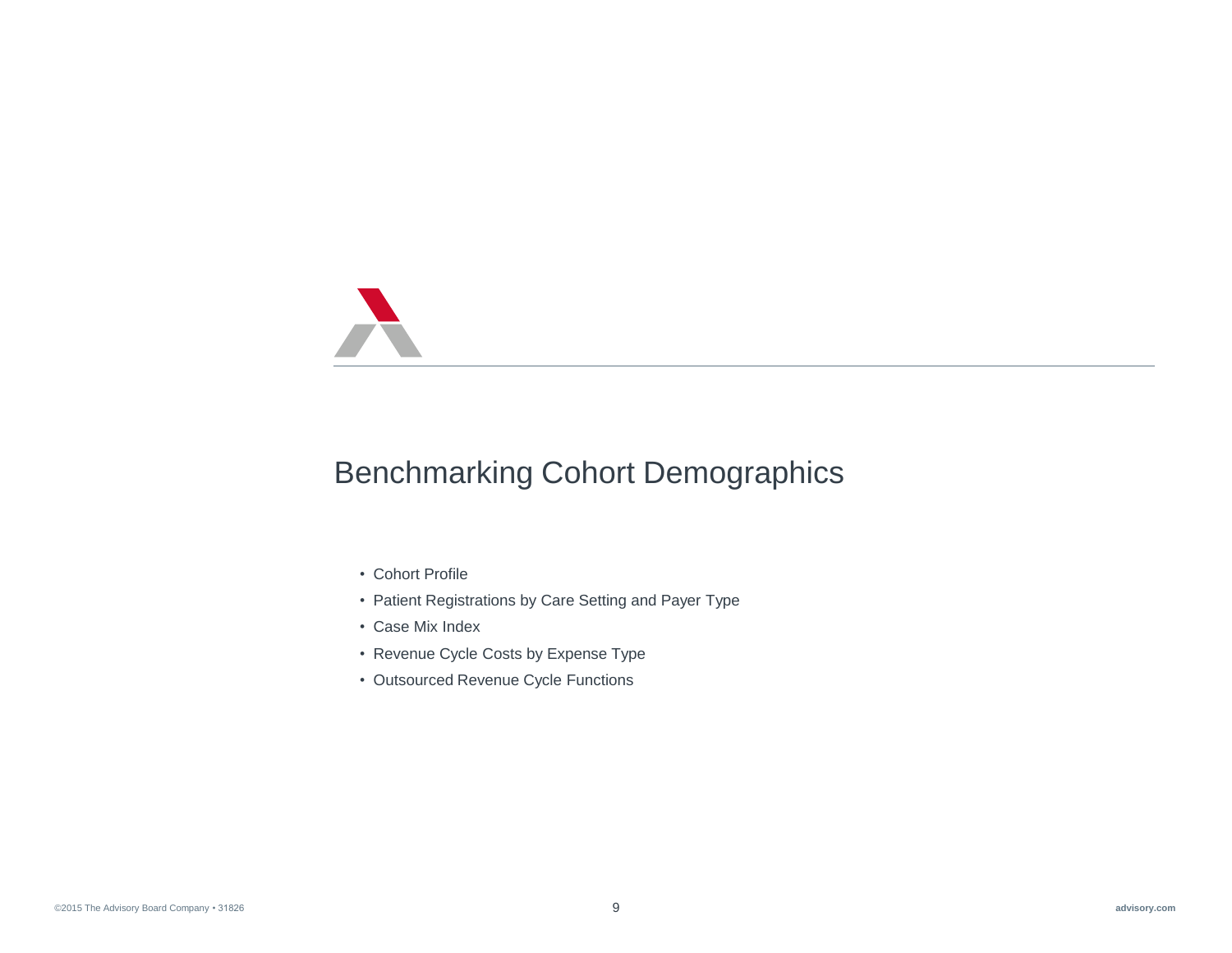# Benchmarking Cohort Demographics

- Cohort Profile
- Patient Registrations by Care Setting and Payer Type
- Case Mix Index
- Revenue Cycle Costs by Expense Type
- Outsourced Revenue Cycle Functions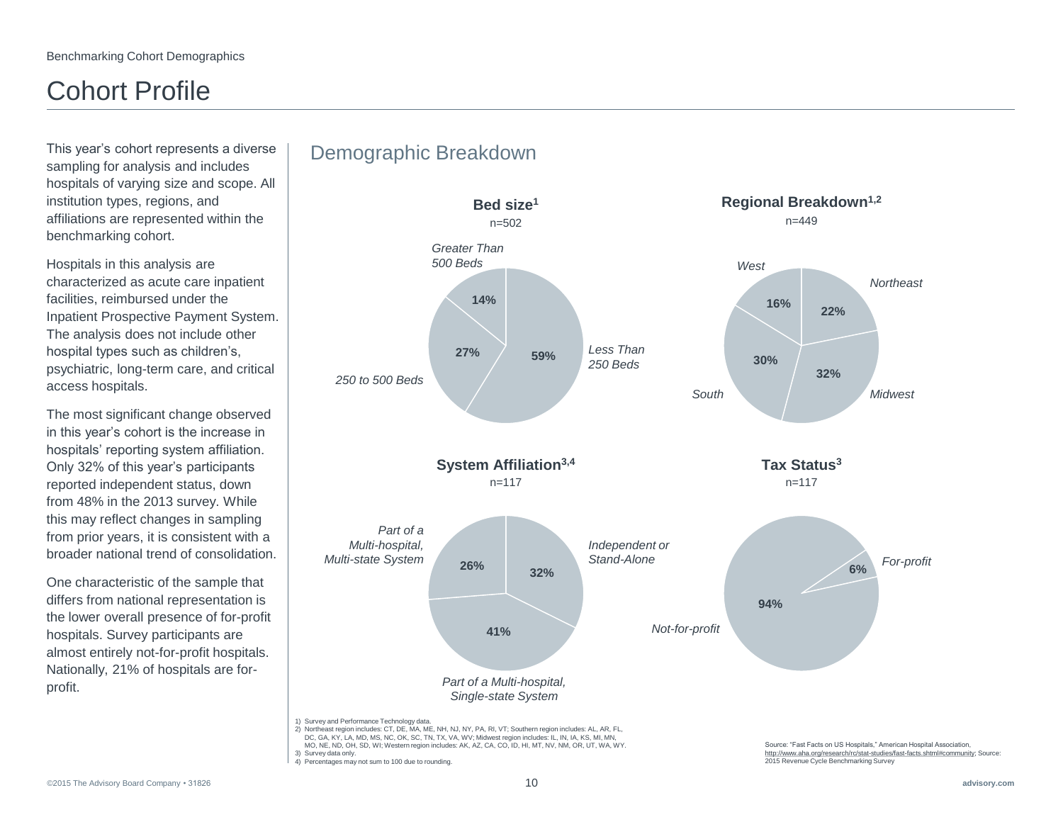Benchmarking Cohort Demographics

# Cohort Profile

This year's cohort represents a diverse sampling for analysis and includes hospitals of varying size and scope. All institution types, regions, and affiliations are represented within the benchmarking cohort.

Hospitals in this analysis are characterized as acute care inpatient facilities, reimbursed under the Inpatient Prospective Payment System. The analysis does not include other hospital types such as children's, psychiatric, long-term care, and critical access hospitals.

The most significant change observed in this year's cohort is the increase in hospitals' reporting system affiliation. Only 32% of this year's participants reported independent status, down from 48% in the 2013 survey. While this may reflect changes in sampling from prior years, it is consistent with a broader national trend of consolidation.

One characteristic of the sample that differs from national representation is the lower overall presence of for-profit hospitals. Survey participants are almost entirely not-for-profit hospitals. Nationally, 21% of hospitals are for-profit.

## Demographic Breakdown

**Bed size[1]**
n=502

| Category | Percent |
|---|---|
| Less Than 250 Beds | 59% |
| 250 to 500 Beds | 27% |
| Greater Than 500 Beds | 14% |

**Regional Breakdown[1,2]**
n=449

| Region | Percent |
|---|---|
| Northeast | 22% |
| Midwest | 32% |
| South | 30% |
| West | 16% |

**System Affiliation[3,4]**
n=117

| Category | Percent |
|---|---|
| Independent or Stand-Alone | 32% |
| Part of a Multi-hospital, Single-state System | 41% |
| Part of a Multi-hospital, Multi-state System | 26% |

**Tax Status[3]**
n=117

| Category | Percent |
|---|---|
| Not-for-profit | 94% |
| For-profit | 6% |

1) Survey and Performance Technology data.
2) Northeast region includes: CT, DE, MA, ME, NH, NJ, NY, PA, RI, VT; Southern region includes: AL, AR, FL, DC, GA, KY, LA, MD, MS, NC, OK, SC, TN, TX, VA, WV; Midwest region includes: IL, IN, IA, KS, MI, MN, MO, NE, ND, OH, SD, WI; Western region includes: AK, AZ, CA, CO, ID, HI, MT, NV, NM, OR, UT, WA, WY.
3) Survey data only.
4) Percentages may not sum to 100 due to rounding.

Source: "Fast Facts on US Hospitals," American Hospital Association, http://www.aha.org/research/rc/stat-studies/fast-facts.shtml#community; Source: 2015 Revenue Cycle Benchmarking Survey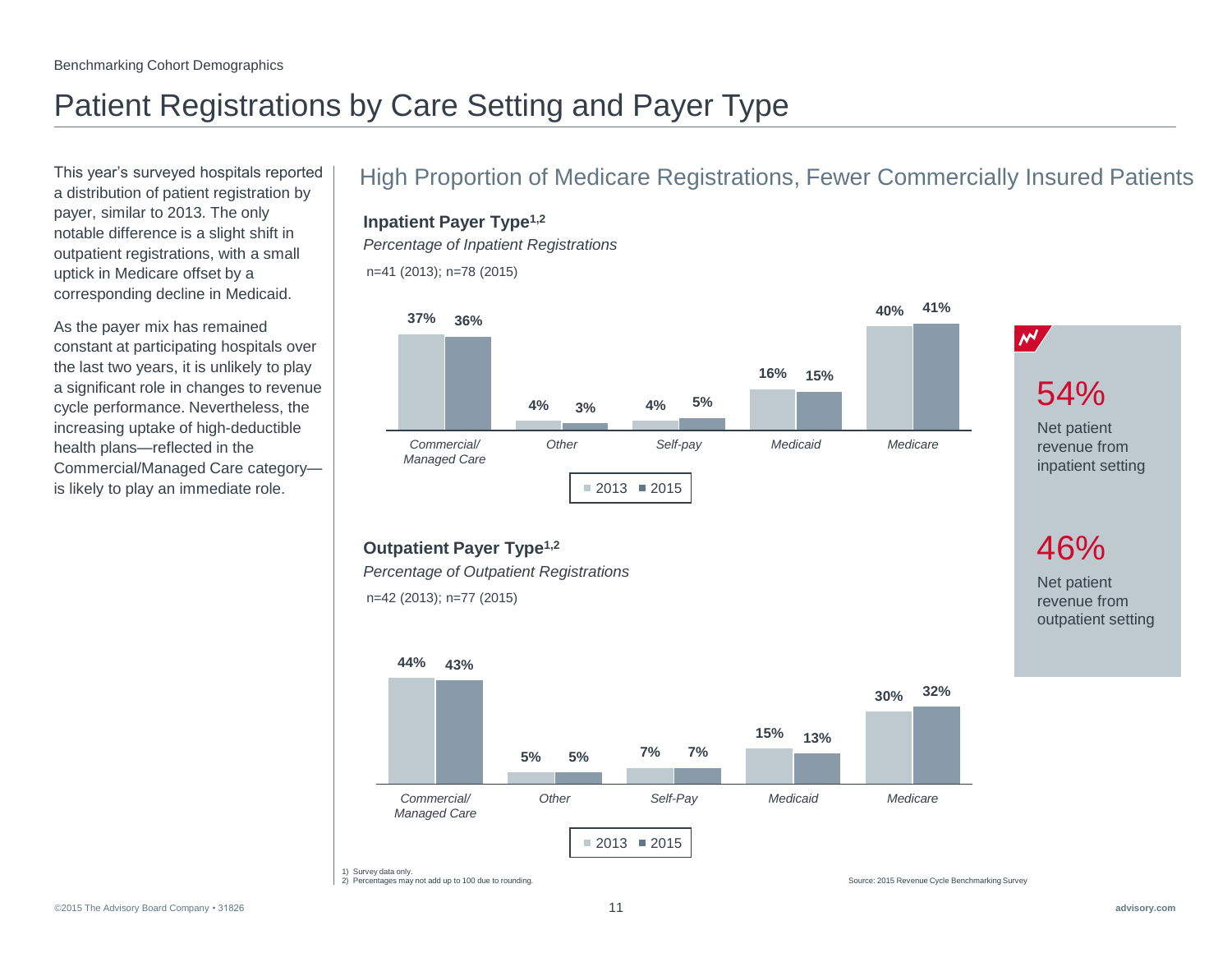Benchmarking Cohort Demographics

# Patient Registrations by Care Setting and Payer Type

This year's surveyed hospitals reported a distribution of patient registration by payer, similar to 2013. The only notable difference is a slight shift in outpatient registrations, with a small uptick in Medicare offset by a corresponding decline in Medicaid.

As the payer mix has remained constant at participating hospitals over the last two years, it is unlikely to play a significant role in changes to revenue cycle performance. Nevertheless, the increasing uptake of high-deductible health plans—reflected in the Commercial/Managed Care category—is likely to play an immediate role.

## High Proportion of Medicare Registrations, Fewer Commercially Insured Patients

### Inpatient Payer Type[1,2]

*Percentage of Inpatient Registrations*

n=41 (2013); n=78 (2015)

| Payer Type | 2013 | 2015 |
|---|---|---|
| Commercial/ Managed Care | 37% | 36% |
| Other | 4% | 3% |
| Self-pay | 4% | 5% |
| Medicaid | 16% | 15% |
| Medicare | 40% | 41% |

### Outpatient Payer Type[1,2]

*Percentage of Outpatient Registrations*

n=42 (2013); n=77 (2015)

| Payer Type | 2013 | 2015 |
|---|---|---|
| Commercial/ Managed Care | 44% | 43% |
| Other | 5% | 5% |
| Self-Pay | 7% | 7% |
| Medicaid | 15% | 13% |
| Medicare | 30% | 32% |

**54%** Net patient revenue from inpatient setting

**46%** Net patient revenue from outpatient setting

1) Survey data only.
2) Percentages may not add up to 100 due to rounding.

Source: 2015 Revenue Cycle Benchmarking Survey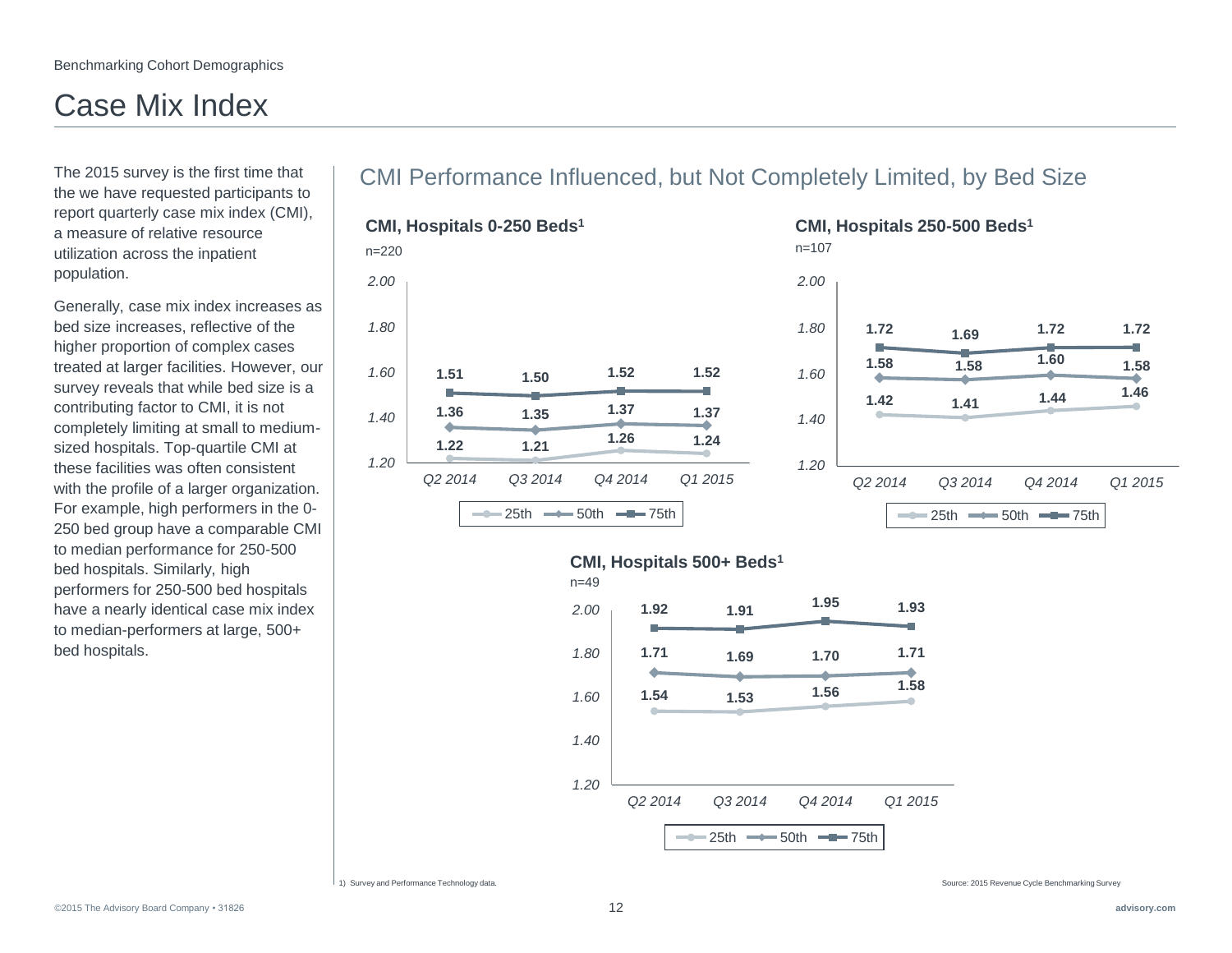Benchmarking Cohort Demographics

# Case Mix Index

The 2015 survey is the first time that the we have requested participants to report quarterly case mix index (CMI), a measure of relative resource utilization across the inpatient population.

Generally, case mix index increases as bed size increases, reflective of the higher proportion of complex cases treated at larger facilities. However, our survey reveals that while bed size is a contributing factor to CMI, it is not completely limiting at small to medium-sized hospitals. Top-quartile CMI at these facilities was often consistent with the profile of a larger organization. For example, high performers in the 0-250 bed group have a comparable CMI to median performance for 250-500 bed hospitals. Similarly, high performers for 250-500 bed hospitals have a nearly identical case mix index to median-performers at large, 500+ bed hospitals.

## CMI Performance Influenced, but Not Completely Limited, by Bed Size

### CMI, Hospitals 0-250 Beds[1]

n=220

| | Q2 2014 | Q3 2014 | Q4 2014 | Q1 2015 |
|---|---|---|---|---|
| 25th | 1.22 | 1.21 | 1.26 | 1.24 |
| 50th | 1.36 | 1.35 | 1.37 | 1.37 |
| 75th | 1.51 | 1.50 | 1.52 | 1.52 |

### CMI, Hospitals 250-500 Beds[1]

n=107

| | Q2 2014 | Q3 2014 | Q4 2014 | Q1 2015 |
|---|---|---|---|---|
| 25th | 1.42 | 1.41 | 1.44 | 1.46 |
| 50th | 1.58 | 1.58 | 1.60 | 1.58 |
| 75th | 1.72 | 1.69 | 1.72 | 1.72 |

### CMI, Hospitals 500+ Beds[1]

n=49

| | Q2 2014 | Q3 2014 | Q4 2014 | Q1 2015 |
|---|---|---|---|---|
| 25th | 1.54 | 1.53 | 1.56 | 1.58 |
| 50th | 1.71 | 1.69 | 1.70 | 1.71 |
| 75th | 1.92 | 1.91 | 1.95 | 1.93 |

1) Survey and Performance Technology data.

Source: 2015 Revenue Cycle Benchmarking Survey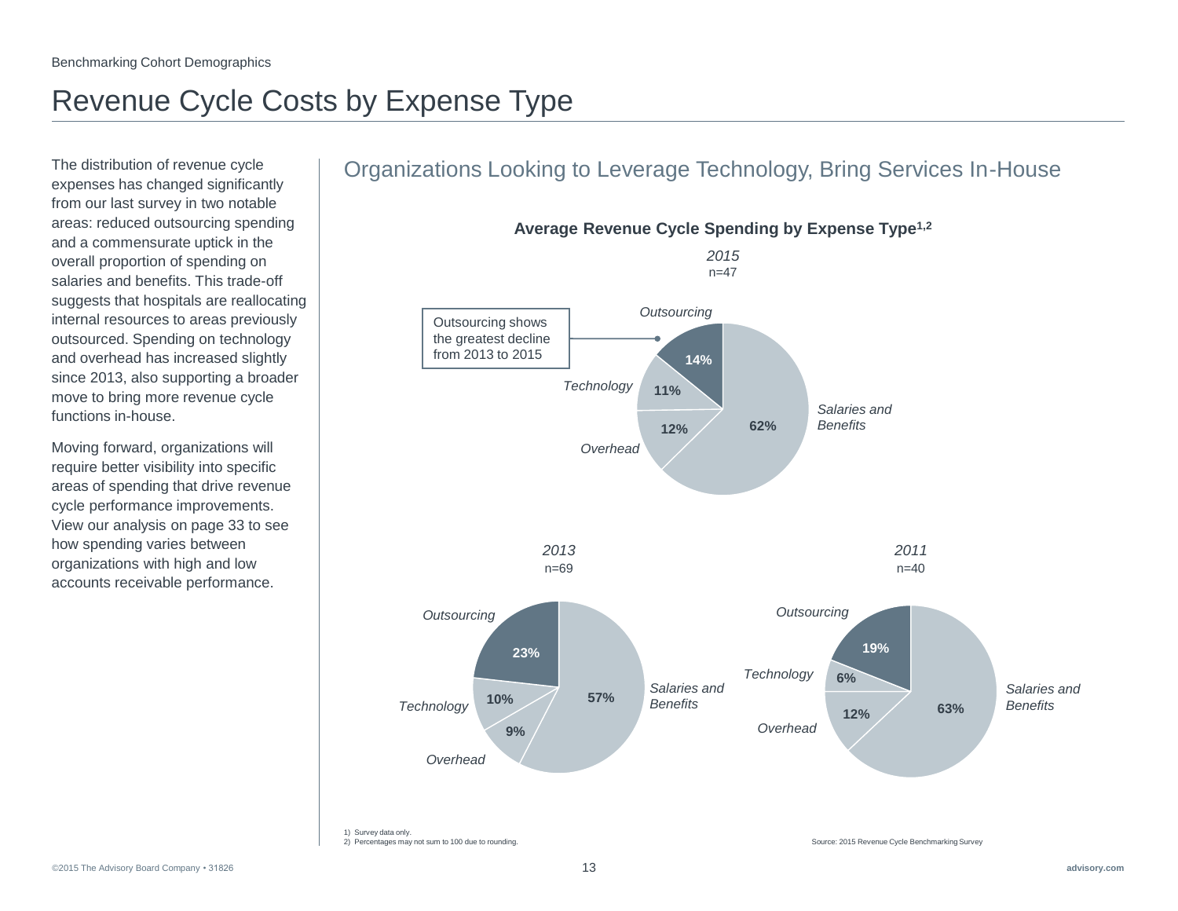Benchmarking Cohort Demographics

# Revenue Cycle Costs by Expense Type

The distribution of revenue cycle expenses has changed significantly from our last survey in two notable areas: reduced outsourcing spending and a commensurate uptick in the overall proportion of spending on salaries and benefits. This trade-off suggests that hospitals are reallocating internal resources to areas previously outsourced. Spending on technology and overhead has increased slightly since 2013, also supporting a broader move to bring more revenue cycle functions in-house.

Moving forward, organizations will require better visibility into specific areas of spending that drive revenue cycle performance improvements. View our analysis on page 33 to see how spending varies between organizations with high and low accounts receivable performance.

## Organizations Looking to Leverage Technology, Bring Services In-House

**Average Revenue Cycle Spending by Expense Type[1,2]**

| Expense Type | *2015* (n=47) | *2013* (n=69) | *2011* (n=40) |
|---|---|---|---|
| *Salaries and Benefits* | 62% | 57% | 63% |
| *Outsourcing* | 14% | 23% | 19% |
| *Technology* | 11% | 10% | 6% |
| *Overhead* | 12% | 9% | 12% |

Outsourcing shows the greatest decline from 2013 to 2015

1) Survey data only.
2) Percentages may not sum to 100 due to rounding.

Source: 2015 Revenue Cycle Benchmarking Survey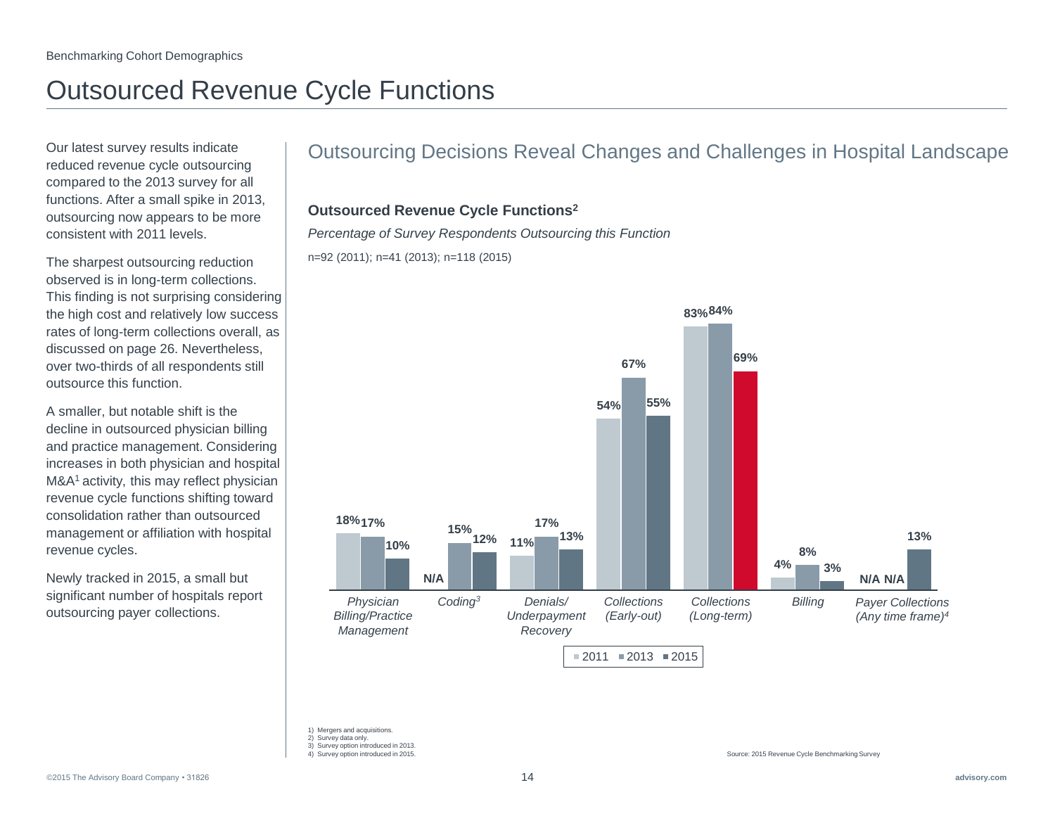Benchmarking Cohort Demographics

# Outsourced Revenue Cycle Functions

Our latest survey results indicate reduced revenue cycle outsourcing compared to the 2013 survey for all functions. After a small spike in 2013, outsourcing now appears to be more consistent with 2011 levels.

The sharpest outsourcing reduction observed is in long-term collections. This finding is not surprising considering the high cost and relatively low success rates of long-term collections overall, as discussed on page 26. Nevertheless, over two-thirds of all respondents still outsource this function.

A smaller, but notable shift is the decline in outsourced physician billing and practice management. Considering increases in both physician and hospital M&A[1] activity, this may reflect physician revenue cycle functions shifting toward consolidation rather than outsourced management or affiliation with hospital revenue cycles.

Newly tracked in 2015, a small but significant number of hospitals report outsourcing payer collections.

## Outsourcing Decisions Reveal Changes and Challenges in Hospital Landscape

**Outsourced Revenue Cycle Functions[2]**

*Percentage of Survey Respondents Outsourcing this Function*

n=92 (2011); n=41 (2013); n=118 (2015)

| Function | 2011 | 2013 | 2015 |
|---|---|---|---|
| Physician Billing/Practice Management | 18% | 17% | 10% |
| Coding[3] | N/A | 15% | 12% |
| Denials/Underpayment Recovery | 11% | 17% | 13% |
| Collections (Early-out) | 54% | 67% | 55% |
| Collections (Long-term) | 83% | 84% | 69% |
| Billing | 4% | 8% | 3% |
| Payer Collections (Any time frame)[4] | N/A | N/A | 13% |

1) Mergers and acquisitions.
2) Survey data only.
3) Survey option introduced in 2013.
4) Survey option introduced in 2015.

Source: 2015 Revenue Cycle Benchmarking Survey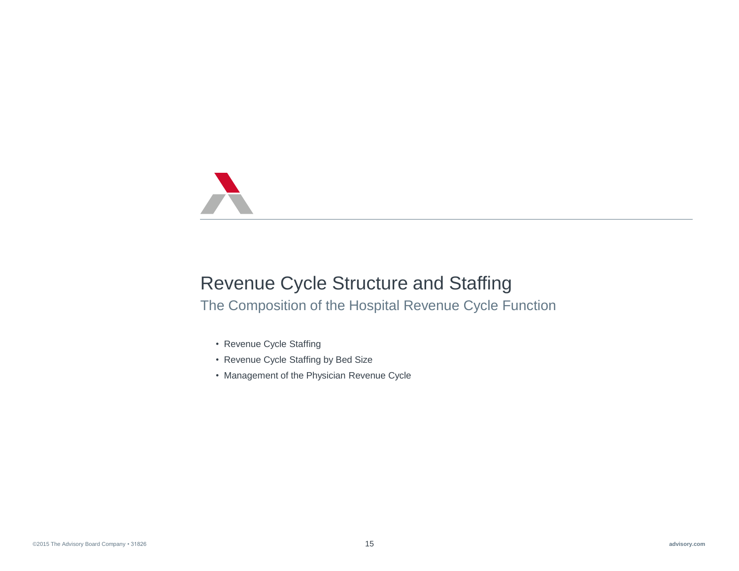# Revenue Cycle Structure and Staffing

## The Composition of the Hospital Revenue Cycle Function

- Revenue Cycle Staffing
- Revenue Cycle Staffing by Bed Size
- Management of the Physician Revenue Cycle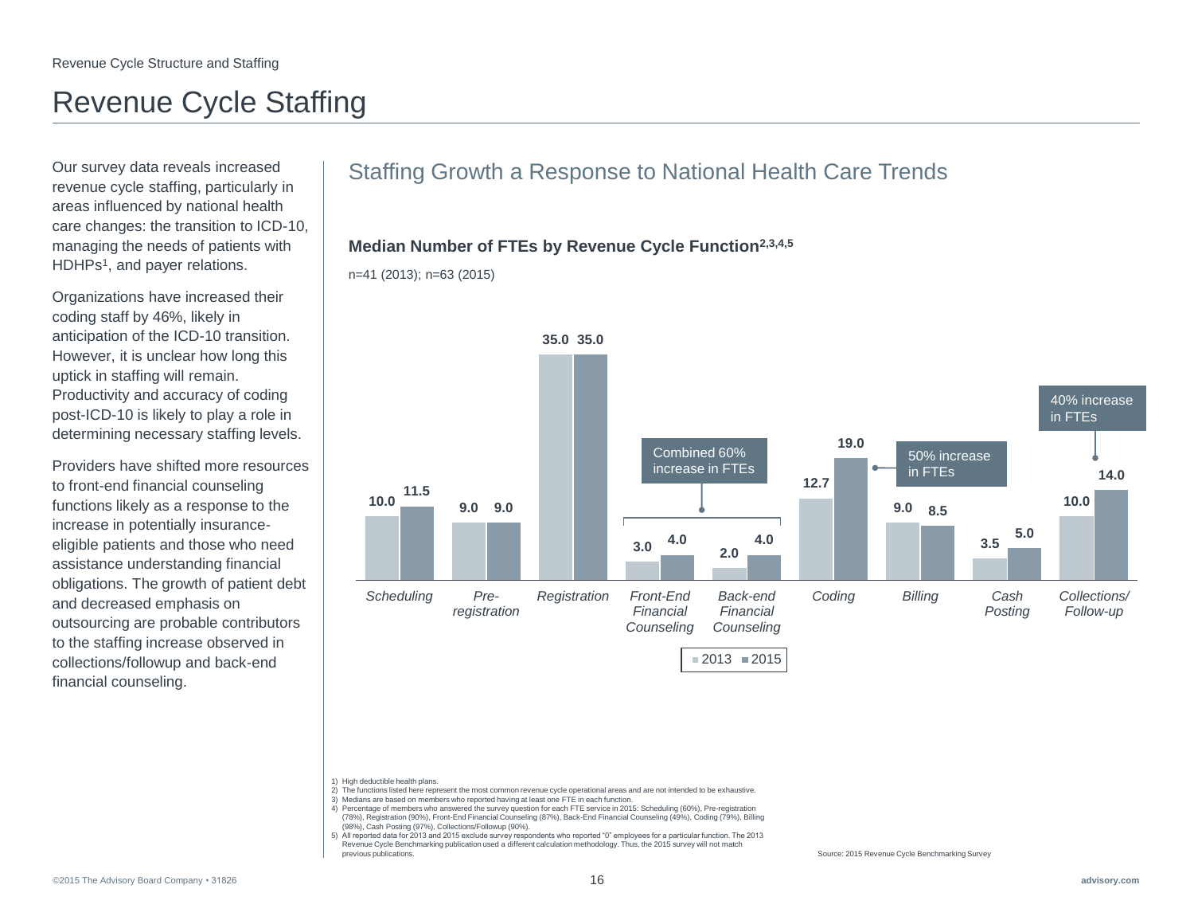# Revenue Cycle Staffing

Our survey data reveals increased revenue cycle staffing, particularly in areas influenced by national health care changes: the transition to ICD-10, managing the needs of patients with HDHPs[1], and payer relations.

Organizations have increased their coding staff by 46%, likely in anticipation of the ICD-10 transition. However, it is unclear how long this uptick in staffing will remain. Productivity and accuracy of coding post-ICD-10 is likely to play a role in determining necessary staffing levels.

Providers have shifted more resources to front-end financial counseling functions likely as a response to the increase in potentially insurance-eligible patients and those who need assistance understanding financial obligations. The growth of patient debt and decreased emphasis on outsourcing are probable contributors to the staffing increase observed in collections/followup and back-end financial counseling.

## Staffing Growth a Response to National Health Care Trends

**Median Number of FTEs by Revenue Cycle Function[2,3,4,5]**

n=41 (2013); n=63 (2015)

| Function | 2013 | 2015 |
|---|---|---|
| Scheduling | 10.0 | 11.5 |
| Pre-registration | 9.0 | 9.0 |
| Registration | 35.0 | 35.0 |
| Front-End Financial Counseling | 3.0 | 4.0 |
| Back-end Financial Counseling | 2.0 | 4.0 |
| Coding | 12.7 | 19.0 |
| Billing | 9.0 | 8.5 |
| Cash Posting | 3.5 | 5.0 |
| Collections/ Follow-up | 10.0 | 14.0 |

Combined 60% increase in FTEs (Front-End and Back-end Financial Counseling)

50% increase in FTEs (Coding)

40% increase in FTEs (Collections/Follow-up)

1) High deductible health plans.
2) The functions listed here represent the most common revenue cycle operational areas and are not intended to be exhaustive.
3) Medians are based on members who reported having at least one FTE in each function.
4) Percentage of members who answered the survey question for each FTE service in 2015: Scheduling (60%), Pre-registration (78%), Registration (90%), Front-End Financial Counseling (87%), Back-End Financial Counseling (49%), Coding (79%), Billing (98%), Cash Posting (97%), Collections/Followup (90%).
5) All reported data for 2013 and 2015 exclude survey respondents who reported "0" employees for a particular function. The 2013 Revenue Cycle Benchmarking publication used a different calculation methodology. Thus, the 2015 survey will not match previous publications.

Source: 2015 Revenue Cycle Benchmarking Survey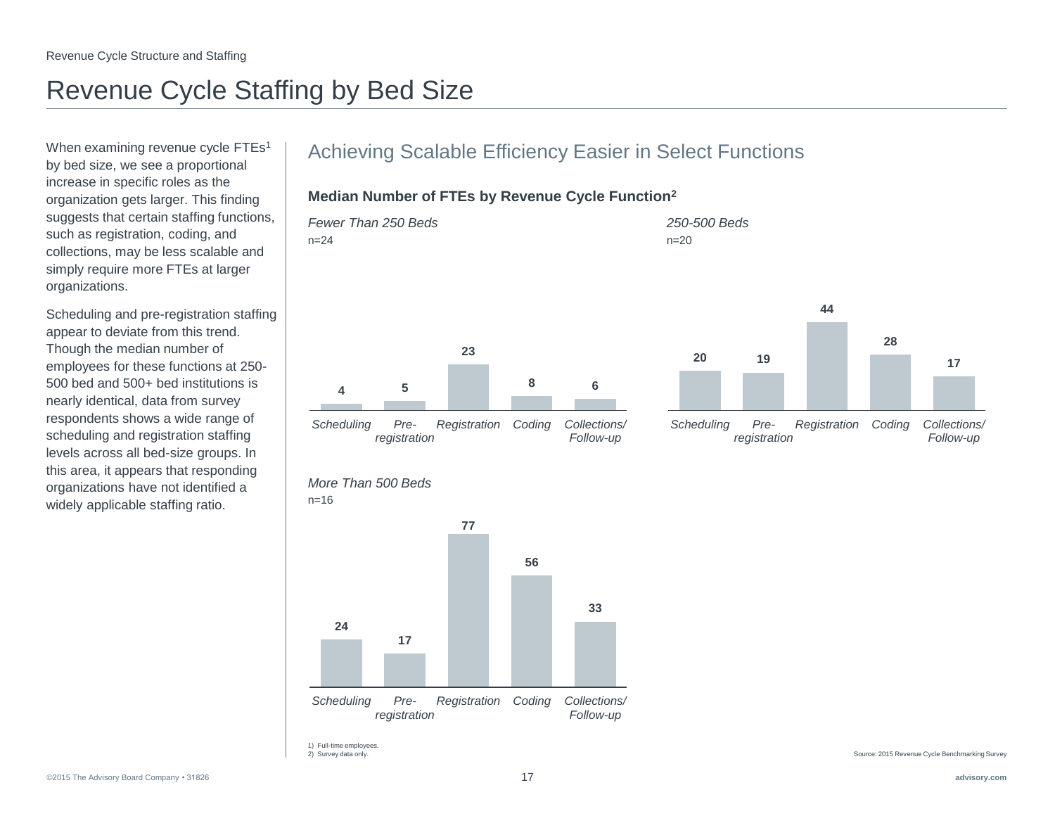Revenue Cycle Structure and Staffing

# Revenue Cycle Staffing by Bed Size

When examining revenue cycle FTEs[1] by bed size, we see a proportional increase in specific roles as the organization gets larger. This finding suggests that certain staffing functions, such as registration, coding, and collections, may be less scalable and simply require more FTEs at larger organizations.

Scheduling and pre-registration staffing appear to deviate from this trend. Though the median number of employees for these functions at 250-500 bed and 500+ bed institutions is nearly identical, data from survey respondents shows a wide range of scheduling and registration staffing levels across all bed-size groups. In this area, it appears that responding organizations have not identified a widely applicable staffing ratio.

## Achieving Scalable Efficiency Easier in Select Functions

**Median Number of FTEs by Revenue Cycle Function[2]**

*Fewer Than 250 Beds*
n=24

| Scheduling | Pre-registration | Registration | Coding | Collections/ Follow-up |
|---|---|---|---|---|
| 4 | 5 | 23 | 8 | 6 |

*250-500 Beds*
n=20

| Scheduling | Pre-registration | Registration | Coding | Collections/ Follow-up |
|---|---|---|---|---|
| 20 | 19 | 44 | 28 | 17 |

*More Than 500 Beds*
n=16

| Scheduling | Pre-registration | Registration | Coding | Collections/ Follow-up |
|---|---|---|---|---|
| 24 | 17 | 77 | 56 | 33 |

1) Full-time employees.
2) Survey data only.

Source: 2015 Revenue Cycle Benchmarking Survey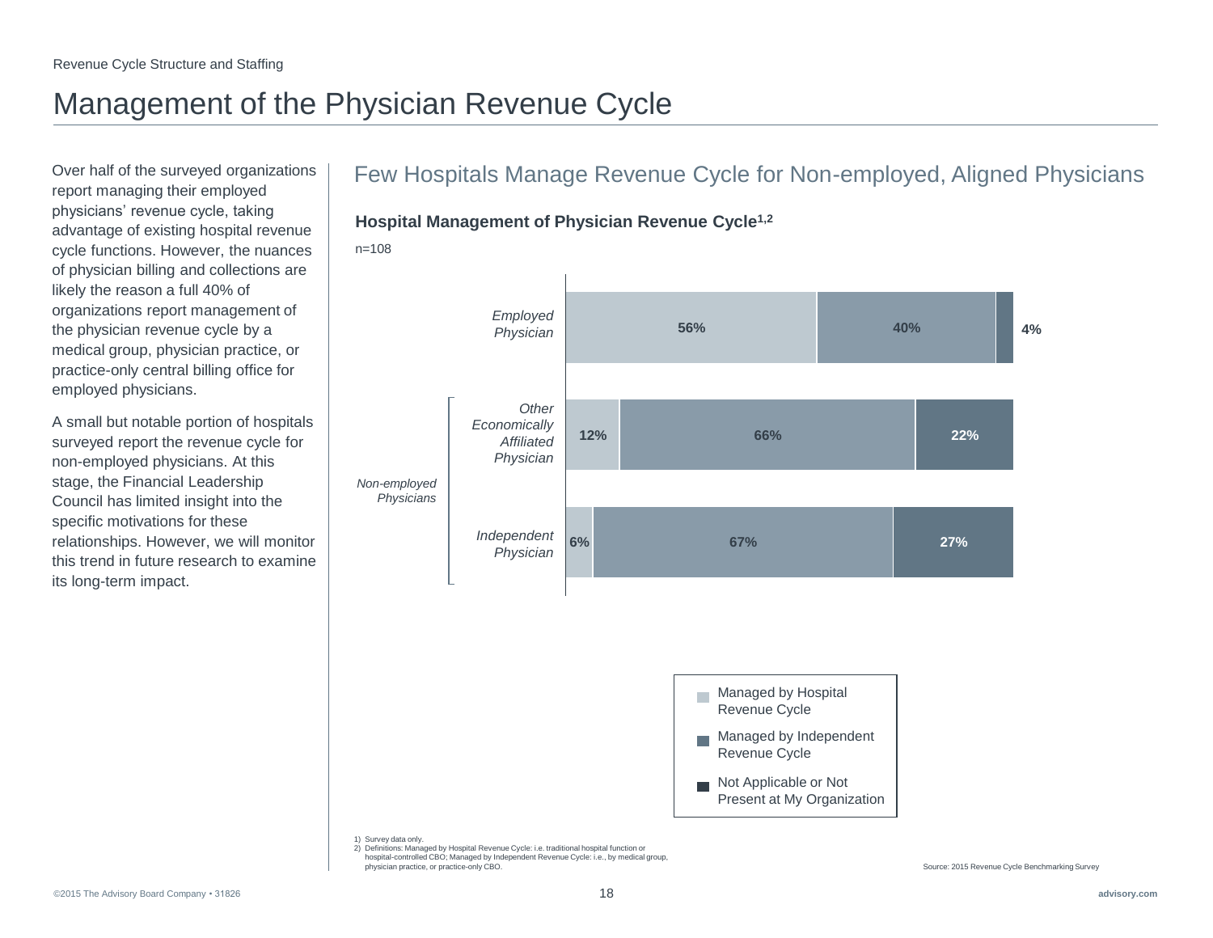Revenue Cycle Structure and Staffing

# Management of the Physician Revenue Cycle

Over half of the surveyed organizations report managing their employed physicians' revenue cycle, taking advantage of existing hospital revenue cycle functions. However, the nuances of physician billing and collections are likely the reason a full 40% of organizations report management of the physician revenue cycle by a medical group, physician practice, or practice-only central billing office for employed physicians.

A small but notable portion of hospitals surveyed report the revenue cycle for non-employed physicians. At this stage, the Financial Leadership Council has limited insight into the specific motivations for these relationships. However, we will monitor this trend in future research to examine its long-term impact.

## Few Hospitals Manage Revenue Cycle for Non-employed, Aligned Physicians

**Hospital Management of Physician Revenue Cycle[1,2]**

n=108

| | Physician Type | Managed by Hospital Revenue Cycle | Managed by Independent Revenue Cycle | Not Applicable or Not Present at My Organization |
|---|---|---|---|---|
| | *Employed Physician* | 56% | 40% | 4% |
| *Non-employed Physicians* | *Other Economically Affiliated Physician* | 12% | 66% | 22% |
| *Non-employed Physicians* | *Independent Physician* | 6% | 67% | 27% |

1) Survey data only.
2) Definitions: Managed by Hospital Revenue Cycle: i.e. traditional hospital function or hospital-controlled CBO; Managed by Independent Revenue Cycle: i.e., by medical group, physician practice, or practice-only CBO.

Source: 2015 Revenue Cycle Benchmarking Survey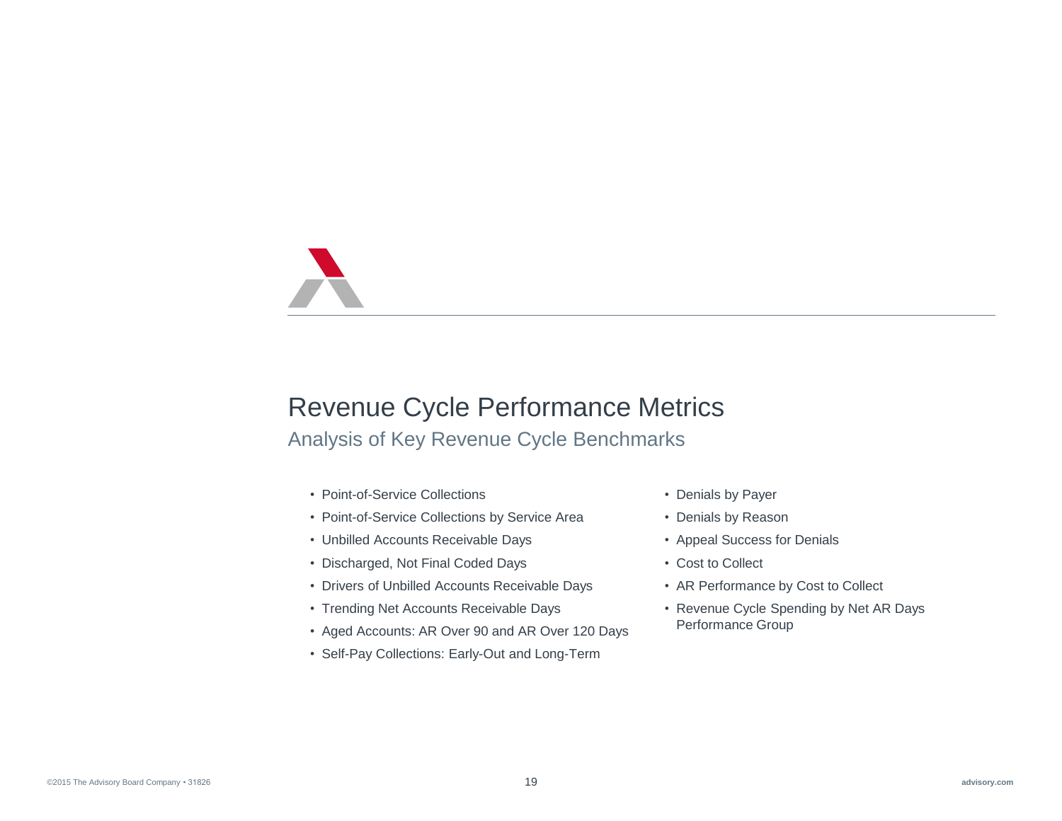# Revenue Cycle Performance Metrics

## Analysis of Key Revenue Cycle Benchmarks

- Point-of-Service Collections
- Point-of-Service Collections by Service Area
- Unbilled Accounts Receivable Days
- Discharged, Not Final Coded Days
- Drivers of Unbilled Accounts Receivable Days
- Trending Net Accounts Receivable Days
- Aged Accounts: AR Over 90 and AR Over 120 Days
- Self-Pay Collections: Early-Out and Long-Term
- Denials by Payer
- Denials by Reason
- Appeal Success for Denials
- Cost to Collect
- AR Performance by Cost to Collect
- Revenue Cycle Spending by Net AR Days Performance Group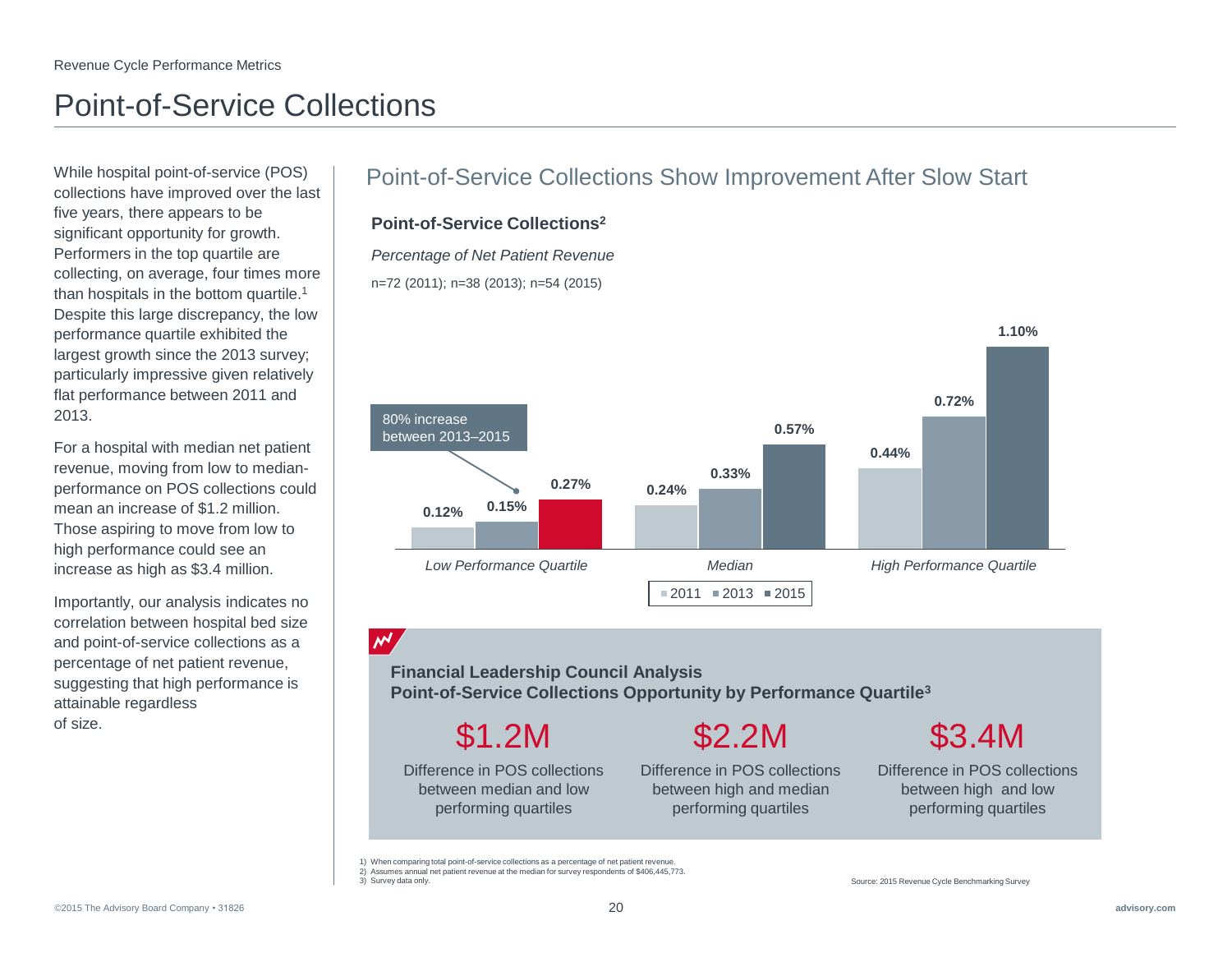Revenue Cycle Performance Metrics

# Point-of-Service Collections

While hospital point-of-service (POS) collections have improved over the last five years, there appears to be significant opportunity for growth. Performers in the top quartile are collecting, on average, four times more than hospitals in the bottom quartile.[1] Despite this large discrepancy, the low performance quartile exhibited the largest growth since the 2013 survey; particularly impressive given relatively flat performance between 2011 and 2013.

For a hospital with median net patient revenue, moving from low to median-performance on POS collections could mean an increase of $1.2 million. Those aspiring to move from low to high performance could see an increase as high as $3.4 million.

Importantly, our analysis indicates no correlation between hospital bed size and point-of-service collections as a percentage of net patient revenue, suggesting that high performance is attainable regardless of size.

## Point-of-Service Collections Show Improvement After Slow Start

**Point-of-Service Collections[2]**

*Percentage of Net Patient Revenue*

n=72 (2011); n=38 (2013); n=54 (2015)

| | 2011 | 2013 | 2015 |
|---|---|---|---|
| *Low Performance Quartile* | 0.12% | 0.15% | 0.27% |
| *Median* | 0.24% | 0.33% | 0.57% |
| *High Performance Quartile* | 0.44% | 0.72% | 1.10% |

80% increase between 2013–2015

**Financial Leadership Council Analysis**
**Point-of-Service Collections Opportunity by Performance Quartile[3]**

| $1.2M | $2.2M | $3.4M |
|---|---|---|
| Difference in POS collections between median and low performing quartiles | Difference in POS collections between high and median performing quartiles | Difference in POS collections between high and low performing quartiles |

1) When comparing total point-of-service collections as a percentage of net patient revenue.
2) Assumes annual net patient revenue at the median for survey respondents of $406,445,773.
3) Survey data only.

Source: 2015 Revenue Cycle Benchmarking Survey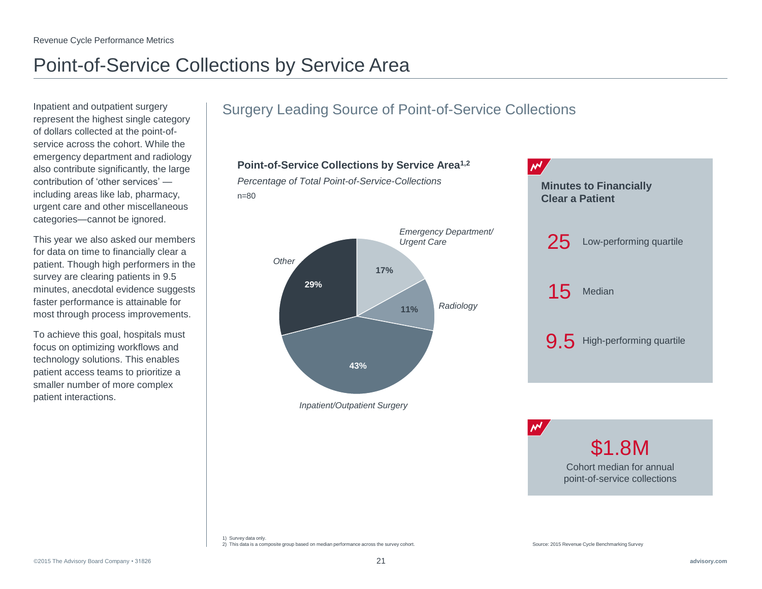# Point-of-Service Collections by Service Area

Inpatient and outpatient surgery represent the highest single category of dollars collected at the point-of-service across the cohort. While the emergency department and radiology also contribute significantly, the large contribution of 'other services' — including areas like lab, pharmacy, urgent care and other miscellaneous categories—cannot be ignored.

This year we also asked our members for data on time to financially clear a patient. Though high performers in the survey are clearing patients in 9.5 minutes, anecdotal evidence suggests faster performance is attainable for most through process improvements.

To achieve this goal, hospitals must focus on optimizing workflows and technology solutions. This enables patient access teams to prioritize a smaller number of more complex patient interactions.

## Surgery Leading Source of Point-of-Service Collections

**Point-of-Service Collections by Service Area[1,2]**

*Percentage of Total Point-of-Service-Collections*

n=80

| Service Area | Percentage |
|---|---|
| Inpatient/Outpatient Surgery | 43% |
| Other | 29% |
| Emergency Department/ Urgent Care | 17% |
| Radiology | 11% |

**Minutes to Financially Clear a Patient**

| Minutes | |
|---|---|
| 25 | Low-performing quartile |
| 15 | Median |
| 9.5 | High-performing quartile |

**$1.8M**

Cohort median for annual point-of-service collections

1) Survey data only.
2) This data is a composite group based on median performance across the survey cohort.

Source: 2015 Revenue Cycle Benchmarking Survey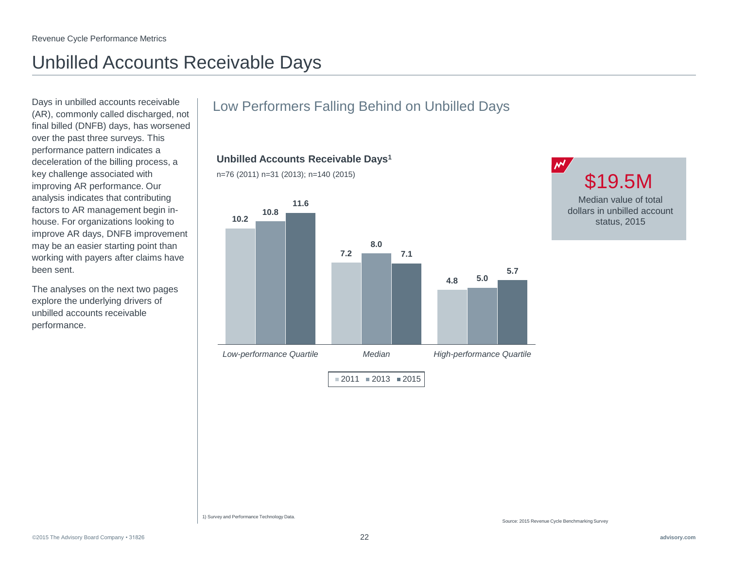Revenue Cycle Performance Metrics

# Unbilled Accounts Receivable Days

Days in unbilled accounts receivable (AR), commonly called discharged, not final billed (DNFB) days, has worsened over the past three surveys. This performance pattern indicates a deceleration of the billing process, a key challenge associated with improving AR performance. Our analysis indicates that contributing factors to AR management begin in-house. For organizations looking to improve AR days, DNFB improvement may be an easier starting point than working with payers after claims have been sent.

The analyses on the next two pages explore the underlying drivers of unbilled accounts receivable performance.

## Low Performers Falling Behind on Unbilled Days

**Unbilled Accounts Receivable Days[1]**

n=76 (2011) n=31 (2013); n=140 (2015)

| | 2011 | 2013 | 2015 |
|---|---|---|---|
| *Low-performance Quartile* | 10.2 | 10.8 | 11.6 |
| *Median* | 7.2 | 8.0 | 7.1 |
| *High-performance Quartile* | 4.8 | 5.0 | 5.7 |

**$19.5M**

Median value of total dollars in unbilled account status, 2015

1) Survey and Performance Technology Data.

Source: 2015 Revenue Cycle Benchmarking Survey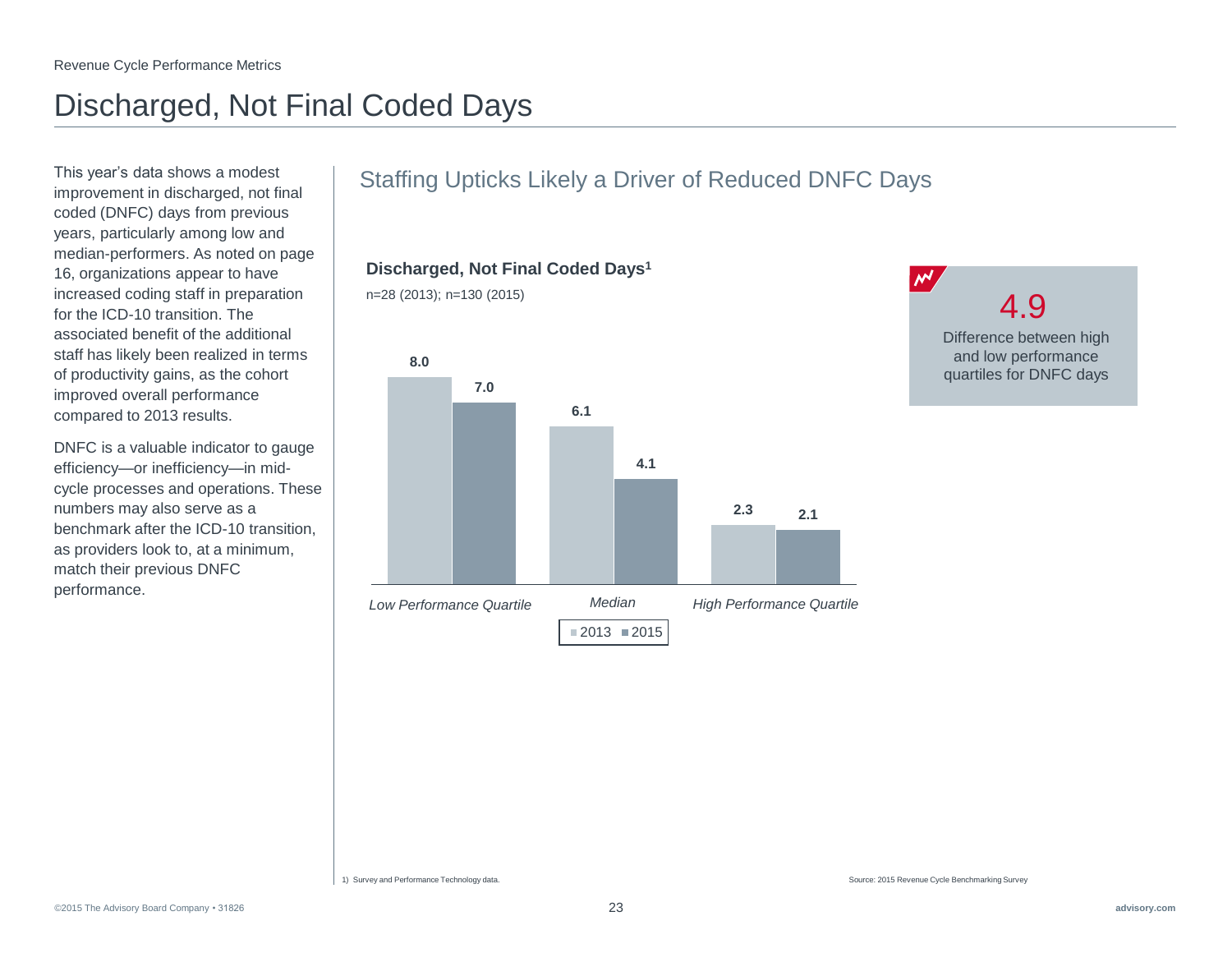Revenue Cycle Performance Metrics

# Discharged, Not Final Coded Days

This year's data shows a modest improvement in discharged, not final coded (DNFC) days from previous years, particularly among low and median-performers. As noted on page 16, organizations appear to have increased coding staff in preparation for the ICD-10 transition. The associated benefit of the additional staff has likely been realized in terms of productivity gains, as the cohort improved overall performance compared to 2013 results.

DNFC is a valuable indicator to gauge efficiency—or inefficiency—in mid-cycle processes and operations. These numbers may also serve as a benchmark after the ICD-10 transition, as providers look to, at a minimum, match their previous DNFC performance.

## Staffing Upticks Likely a Driver of Reduced DNFC Days

**Discharged, Not Final Coded Days[1]**

n=28 (2013); n=130 (2015)

| | 2013 | 2015 |
|---|---|---|
| *Low Performance Quartile* | 8.0 | 7.0 |
| *Median* | 6.1 | 4.1 |
| *High Performance Quartile* | 2.3 | 2.1 |

**4.9**

Difference between high and low performance quartiles for DNFC days

1) Survey and Performance Technology data.

Source: 2015 Revenue Cycle Benchmarking Survey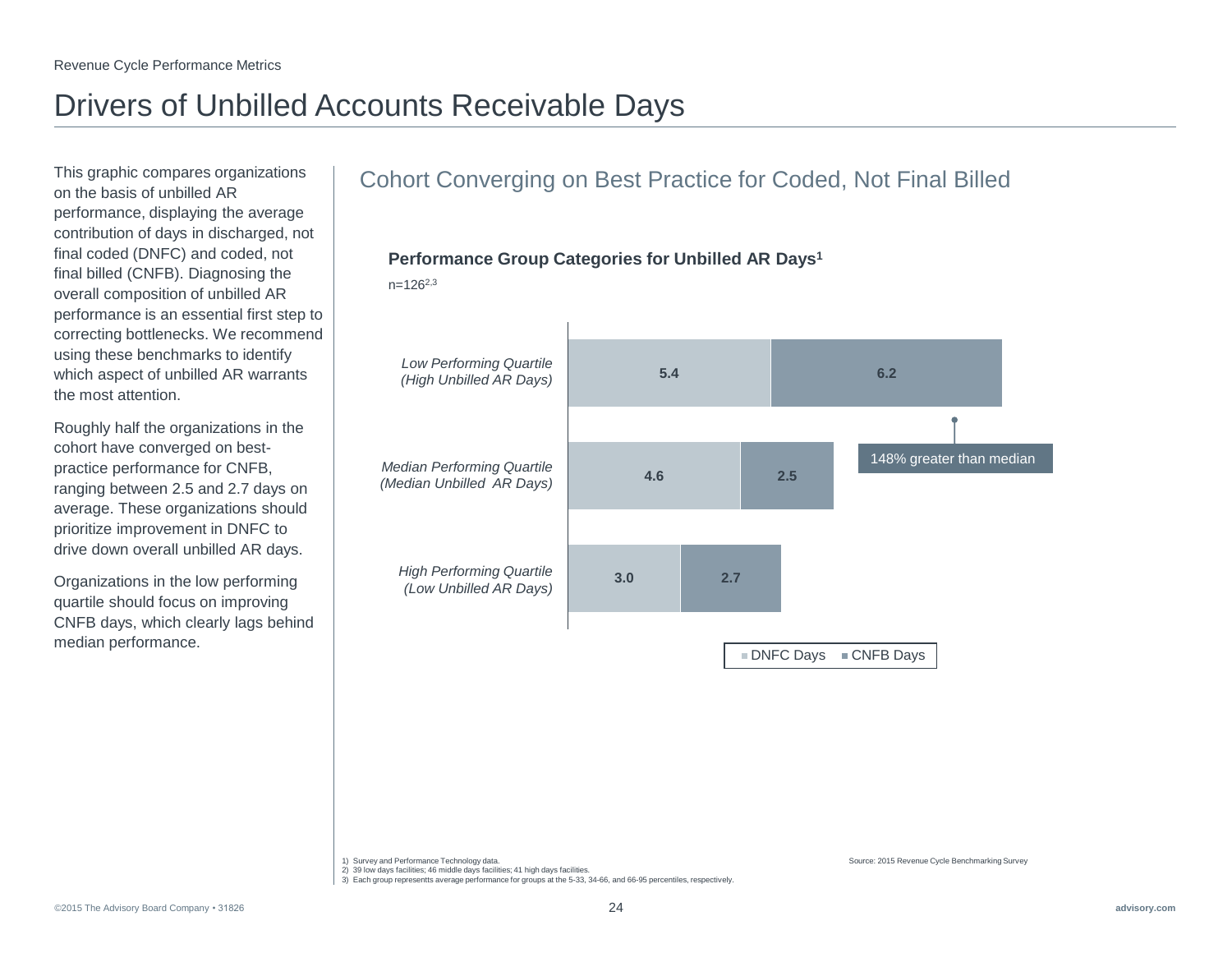Revenue Cycle Performance Metrics

# Drivers of Unbilled Accounts Receivable Days

This graphic compares organizations on the basis of unbilled AR performance, displaying the average contribution of days in discharged, not final coded (DNFC) and coded, not final billed (CNFB). Diagnosing the overall composition of unbilled AR performance is an essential first step to correcting bottlenecks. We recommend using these benchmarks to identify which aspect of unbilled AR warrants the most attention.

Roughly half the organizations in the cohort have converged on best-practice performance for CNFB, ranging between 2.5 and 2.7 days on average. These organizations should prioritize improvement in DNFC to drive down overall unbilled AR days.

Organizations in the low performing quartile should focus on improving CNFB days, which clearly lags behind median performance.

## Cohort Converging on Best Practice for Coded, Not Final Billed

**Performance Group Categories for Unbilled AR Days[1]**

n=126[2,3]

| Performance Group | DNFC Days | CNFB Days |
|---|---|---|
| *Low Performing Quartile (High Unbilled AR Days)* | 5.4 | 6.2 |
| *Median Performing Quartile (Median Unbilled AR Days)* | 4.6 | 2.5 |
| *High Performing Quartile (Low Unbilled AR Days)* | 3.0 | 2.7 |

148% greater than median

1) Survey and Performance Technology data.
2) 39 low days facilities; 46 middle days facilities; 41 high days facilities.
3) Each group representts average performance for groups at the 5-33, 34-66, and 66-95 percentiles, respectively.

Source: 2015 Revenue Cycle Benchmarking Survey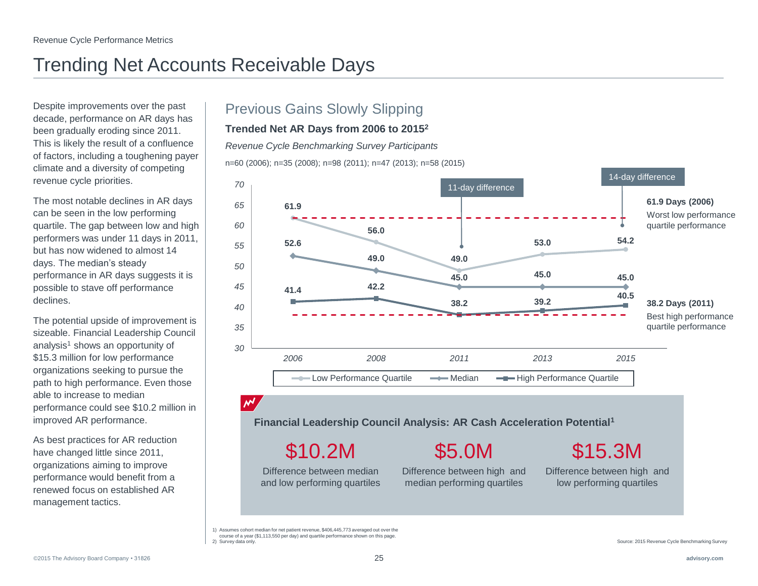Revenue Cycle Performance Metrics

# Trending Net Accounts Receivable Days

Despite improvements over the past decade, performance on AR days has been gradually eroding since 2011. This is likely the result of a confluence of factors, including a toughening payer climate and a diversity of competing revenue cycle priorities.

The most notable declines in AR days can be seen in the low performing quartile. The gap between low and high performers was under 11 days in 2011, but has now widened to almost 14 days. The median's steady performance in AR days suggests it is possible to stave off performance declines.

The potential upside of improvement is sizeable. Financial Leadership Council analysis[1] shows an opportunity of $15.3 million for low performance organizations seeking to pursue the path to high performance. Even those able to increase to median performance could see $10.2 million in improved AR performance.

As best practices for AR reduction have changed little since 2011, organizations aiming to improve performance would benefit from a renewed focus on established AR management tactics.

## Previous Gains Slowly Slipping

**Trended Net AR Days from 2006 to 2015[2]**

*Revenue Cycle Benchmarking Survey Participants*

n=60 (2006); n=35 (2008); n=98 (2011); n=47 (2013); n=58 (2015)

| | 2006 | 2008 | 2011 | 2013 | 2015 |
|---|---|---|---|---|---|
| Low Performance Quartile | 61.9 | 56.0 | 49.0 | 53.0 | 54.2 |
| Median | 52.6 | 49.0 | 45.0 | 45.0 | 45.0 |
| High Performance Quartile | 41.4 | 42.2 | 38.2 | 39.2 | 40.5 |

11-day difference (2011); 14-day difference (2015)

**61.9 Days (2006)** Worst low performance quartile performance

**38.2 Days (2011)** Best high performance quartile performance

**Financial Leadership Council Analysis: AR Cash Acceleration Potential[1]**

- **$10.2M** — Difference between median and low performing quartiles
- **$5.0M** — Difference between high and median performing quartiles
- **$15.3M** — Difference between high and low performing quartiles

1) Assumes cohort median for net patient revenue, $406,445,773 averaged out over the course of a year ($1,113,550 per day) and quartile performance shown on this page.
2) Survey data only.

Source: 2015 Revenue Cycle Benchmarking Survey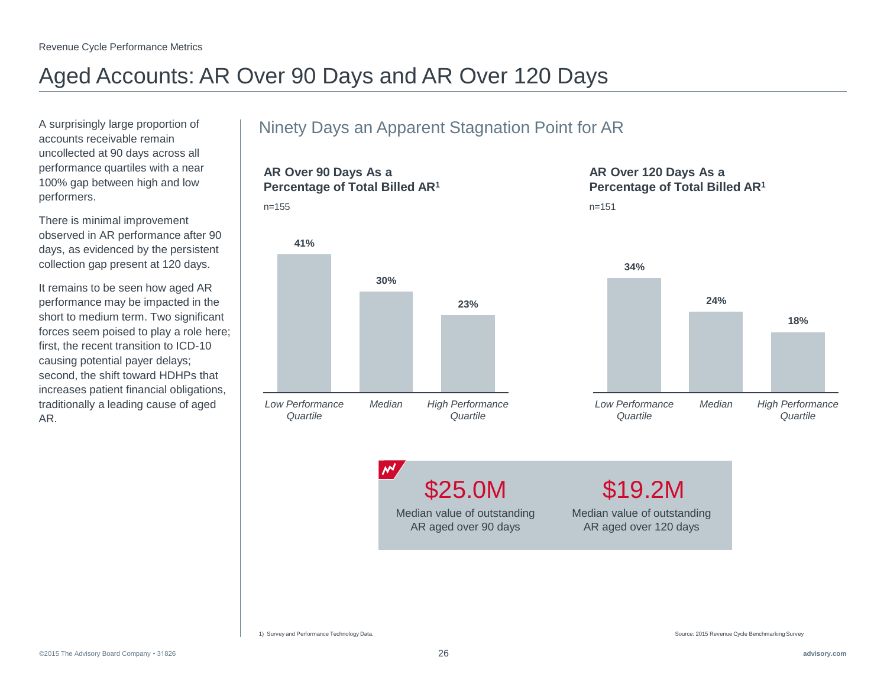Revenue Cycle Performance Metrics

# Aged Accounts: AR Over 90 Days and AR Over 120 Days

A surprisingly large proportion of accounts receivable remain uncollected at 90 days across all performance quartiles with a near 100% gap between high and low performers.

There is minimal improvement observed in AR performance after 90 days, as evidenced by the persistent collection gap present at 120 days.

It remains to be seen how aged AR performance may be impacted in the short to medium term. Two significant forces seem poised to play a role here; first, the recent transition to ICD-10 causing potential payer delays; second, the shift toward HDHPs that increases patient financial obligations, traditionally a leading cause of aged AR.

## Ninety Days an Apparent Stagnation Point for AR

**AR Over 90 Days As a Percentage of Total Billed AR[1]**

n=155

| *Low Performance Quartile* | *Median* | *High Performance Quartile* |
|---|---|---|
| 41% | 30% | 23% |

**AR Over 120 Days As a Percentage of Total Billed AR[1]**

n=151

| *Low Performance Quartile* | *Median* | *High Performance Quartile* |
|---|---|---|
| 34% | 24% | 18% |

**$25.0M** Median value of outstanding AR aged over 90 days

**$19.2M** Median value of outstanding AR aged over 120 days

1) Survey and Performance Technology Data.

Source: 2015 Revenue Cycle Benchmarking Survey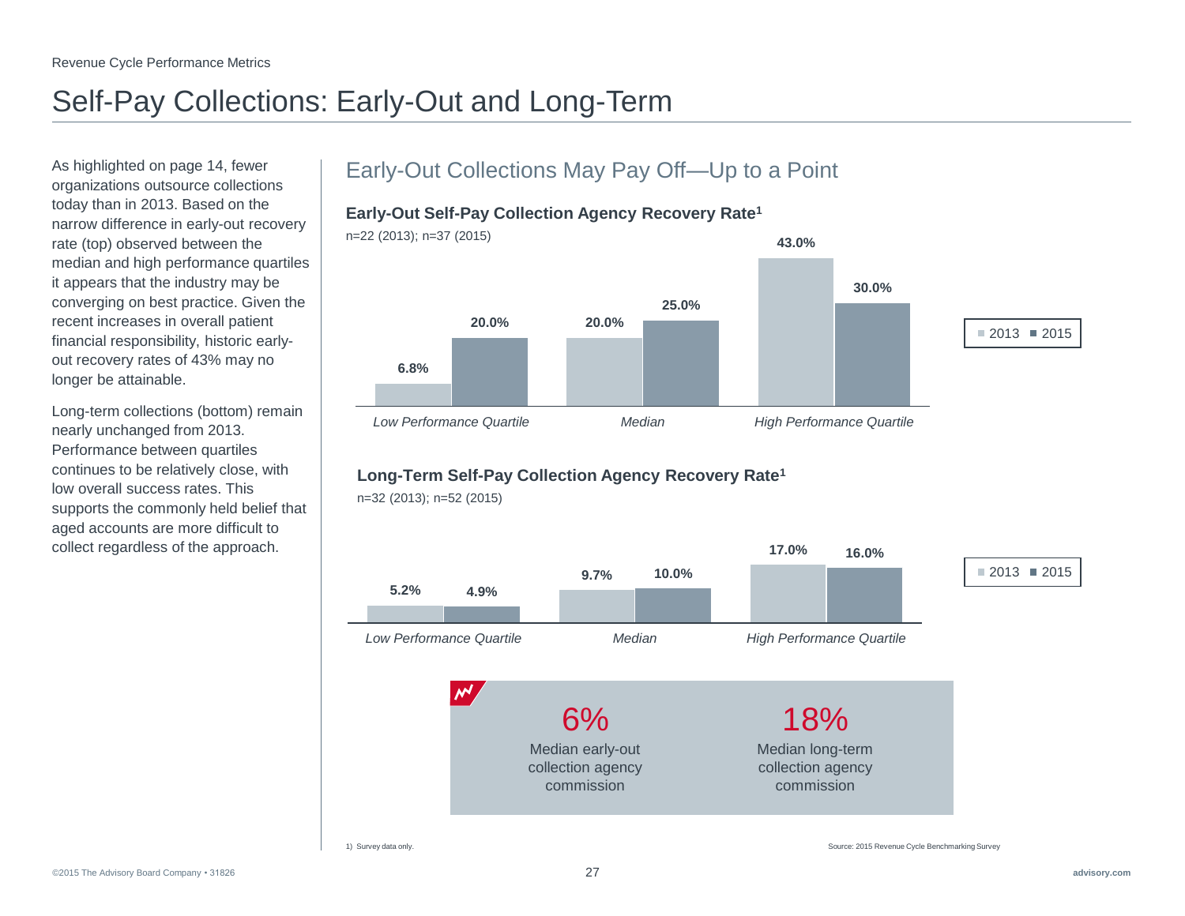# Self-Pay Collections: Early-Out and Long-Term

As highlighted on page 14, fewer organizations outsource collections today than in 2013. Based on the narrow difference in early-out recovery rate (top) observed between the median and high performance quartiles it appears that the industry may be converging on best practice. Given the recent increases in overall patient financial responsibility, historic early-out recovery rates of 43% may no longer be attainable.

Long-term collections (bottom) remain nearly unchanged from 2013. Performance between quartiles continues to be relatively close, with low overall success rates. This supports the commonly held belief that aged accounts are more difficult to collect regardless of the approach.

## Early-Out Collections May Pay Off—Up to a Point

### Early-Out Self-Pay Collection Agency Recovery Rate[1]

n=22 (2013); n=37 (2015)

| | 2013 | 2015 |
| --- | --- | --- |
| *Low Performance Quartile* | 6.8% | 20.0% |
| *Median* | 20.0% | 25.0% |
| *High Performance Quartile* | 43.0% | 30.0% |

### Long-Term Self-Pay Collection Agency Recovery Rate[1]

n=32 (2013); n=52 (2015)

| | 2013 | 2015 |
| --- | --- | --- |
| *Low Performance Quartile* | 5.2% | 4.9% |
| *Median* | 9.7% | 10.0% |
| *High Performance Quartile* | 17.0% | 16.0% |

**6%** Median early-out collection agency commission

**18%** Median long-term collection agency commission

1) Survey data only.

Source: 2015 Revenue Cycle Benchmarking Survey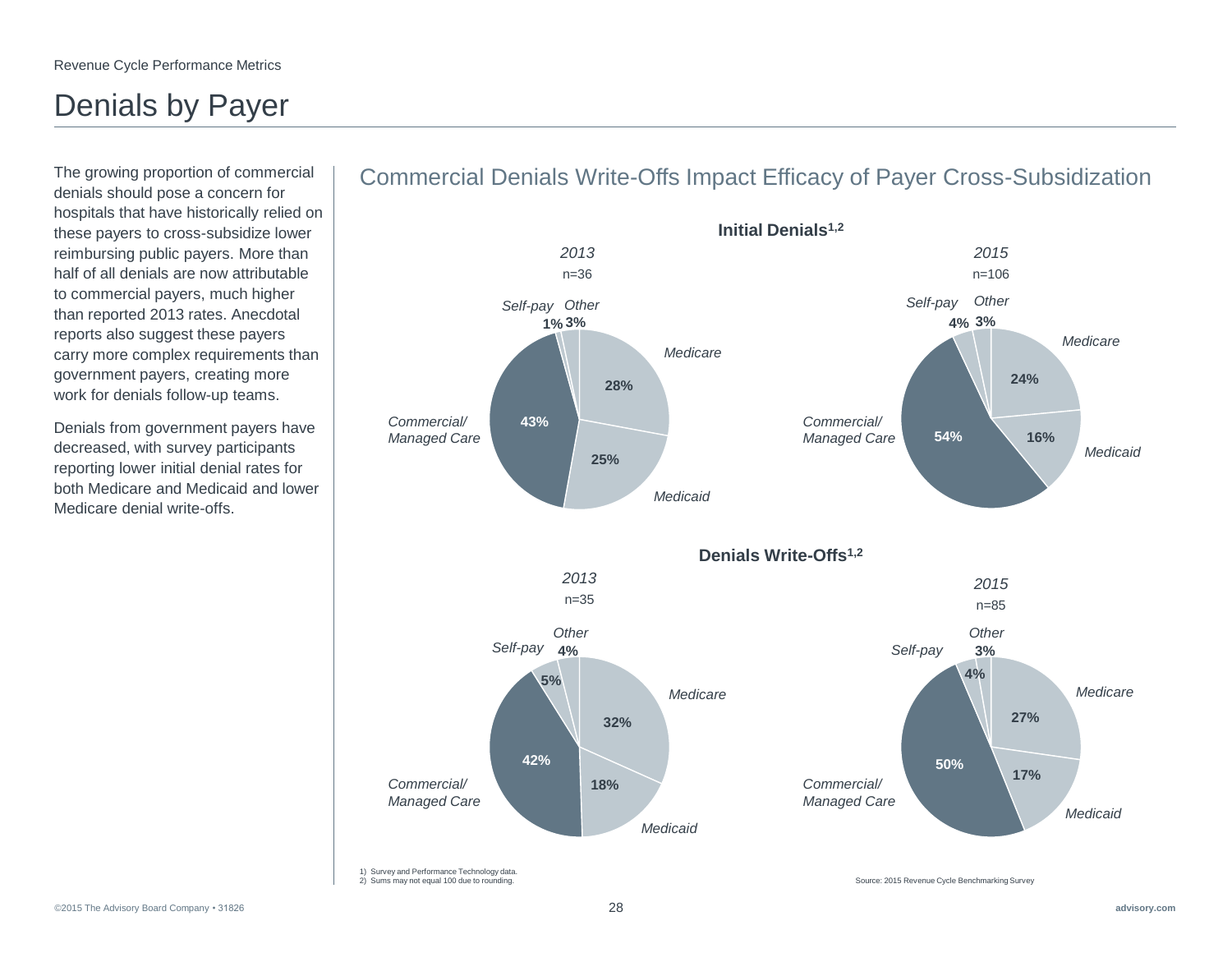Revenue Cycle Performance Metrics

# Denials by Payer

The growing proportion of commercial denials should pose a concern for hospitals that have historically relied on these payers to cross-subsidize lower reimbursing public payers. More than half of all denials are now attributable to commercial payers, much higher than reported 2013 rates. Anecdotal reports also suggest these payers carry more complex requirements than government payers, creating more work for denials follow-up teams.

Denials from government payers have decreased, with survey participants reporting lower initial denial rates for both Medicare and Medicaid and lower Medicare denial write-offs.

## Commercial Denials Write-Offs Impact Efficacy of Payer Cross-Subsidization

### Initial Denials[1,2]

| Payer | 2013 (n=36) | 2015 (n=106) |
|---|---|---|
| Medicare | 28% | 24% |
| Medicaid | 25% | 16% |
| Commercial/ Managed Care | 43% | 54% |
| Self-pay | 1% | 4% |
| Other | 3% | 3% |

### Denials Write-Offs[1,2]

| Payer | 2013 (n=35) | 2015 (n=85) |
|---|---|---|
| Medicare | 32% | 27% |
| Medicaid | 18% | 17% |
| Commercial/ Managed Care | 42% | 50% |
| Self-pay | 5% | 4% |
| Other | 4% | 3% |

1) Survey and Performance Technology data.
2) Sums may not equal 100 due to rounding.

Source: 2015 Revenue Cycle Benchmarking Survey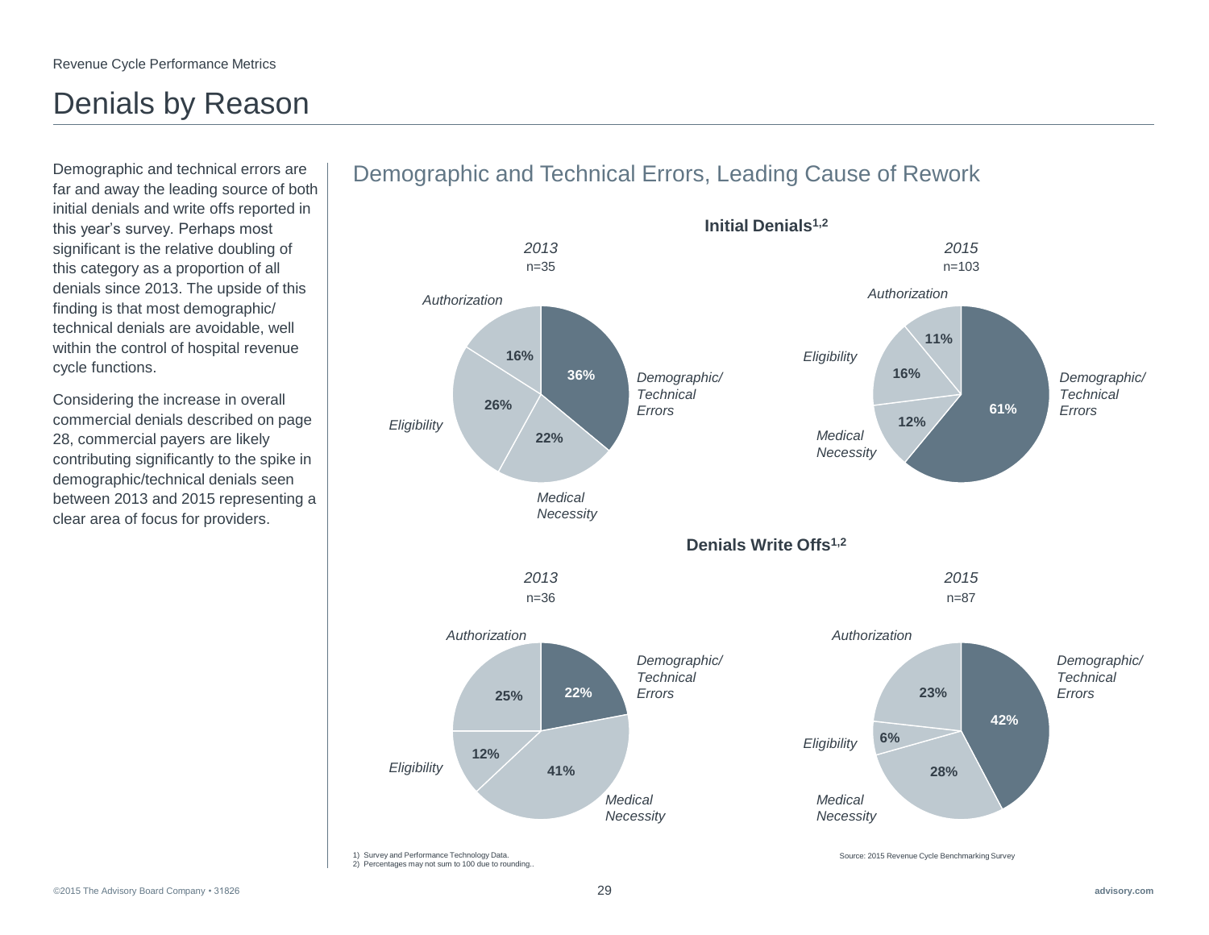# Denials by Reason

Demographic and technical errors are far and away the leading source of both initial denials and write offs reported in this year's survey. Perhaps most significant is the relative doubling of this category as a proportion of all denials since 2013. The upside of this finding is that most demographic/ technical denials are avoidable, well within the control of hospital revenue cycle functions.

Considering the increase in overall commercial denials described on page 28, commercial payers are likely contributing significantly to the spike in demographic/technical denials seen between 2013 and 2015 representing a clear area of focus for providers.

## Demographic and Technical Errors, Leading Cause of Rework

### Initial Denials[1,2]

| Reason | 2013 (n=35) | 2015 (n=103) |
| --- | --- | --- |
| Demographic/ Technical Errors | 36% | 61% |
| Medical Necessity | 22% | 12% |
| Eligibility | 26% | 16% |
| Authorization | 16% | 11% |

### Denials Write Offs[1,2]

| Reason | 2013 (n=36) | 2015 (n=87) |
| --- | --- | --- |
| Demographic/ Technical Errors | 22% | 42% |
| Medical Necessity | 41% | 28% |
| Eligibility | 12% | 6% |
| Authorization | 25% | 23% |

1) Survey and Performance Technology Data.
2) Percentages may not sum to 100 due to rounding..

Source: 2015 Revenue Cycle Benchmarking Survey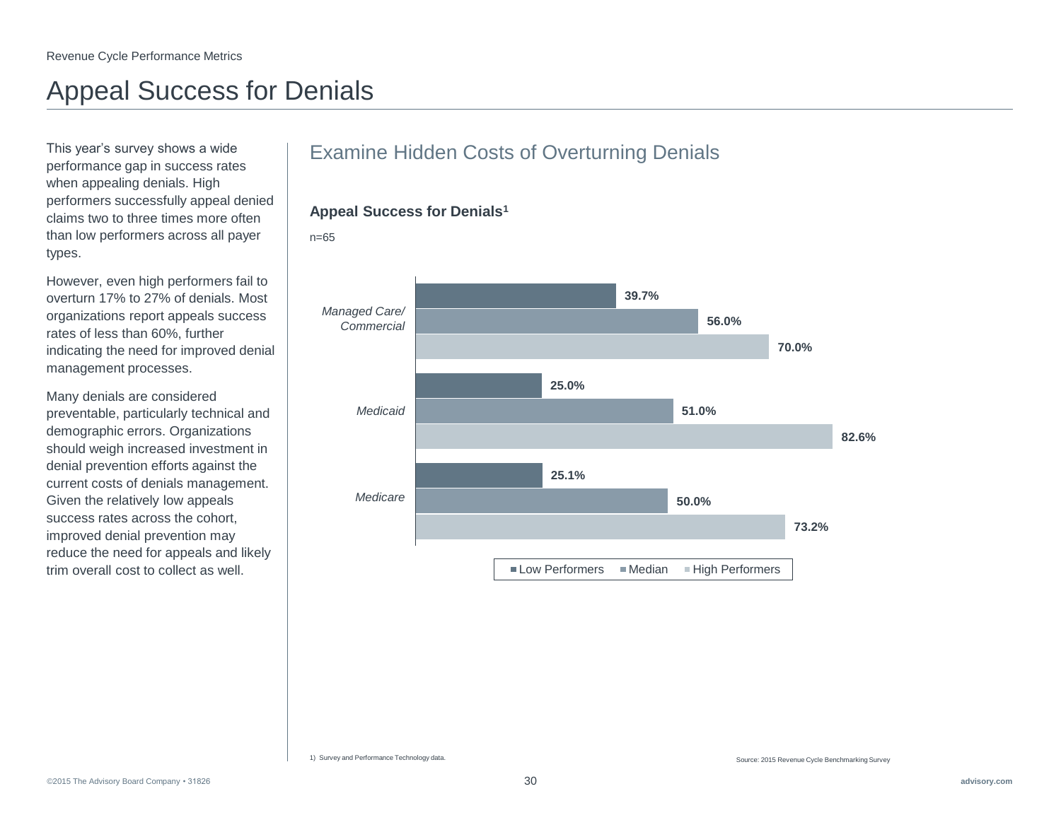# Appeal Success for Denials

This year's survey shows a wide performance gap in success rates when appealing denials. High performers successfully appeal denied claims two to three times more often than low performers across all payer types.

However, even high performers fail to overturn 17% to 27% of denials. Most organizations report appeals success rates of less than 60%, further indicating the need for improved denial management processes.

Many denials are considered preventable, particularly technical and demographic errors. Organizations should weigh increased investment in denial prevention efforts against the current costs of denials management. Given the relatively low appeals success rates across the cohort, improved denial prevention may reduce the need for appeals and likely trim overall cost to collect as well.

## Examine Hidden Costs of Overturning Denials

**Appeal Success for Denials[1]**

n=65

| | Low Performers | Median | High Performers |
|---|---|---|---|
| *Managed Care/ Commercial* | 39.7% | 56.0% | 70.0% |
| *Medicaid* | 25.0% | 51.0% | 82.6% |
| *Medicare* | 25.1% | 50.0% | 73.2% |

1) Survey and Performance Technology data.

Source: 2015 Revenue Cycle Benchmarking Survey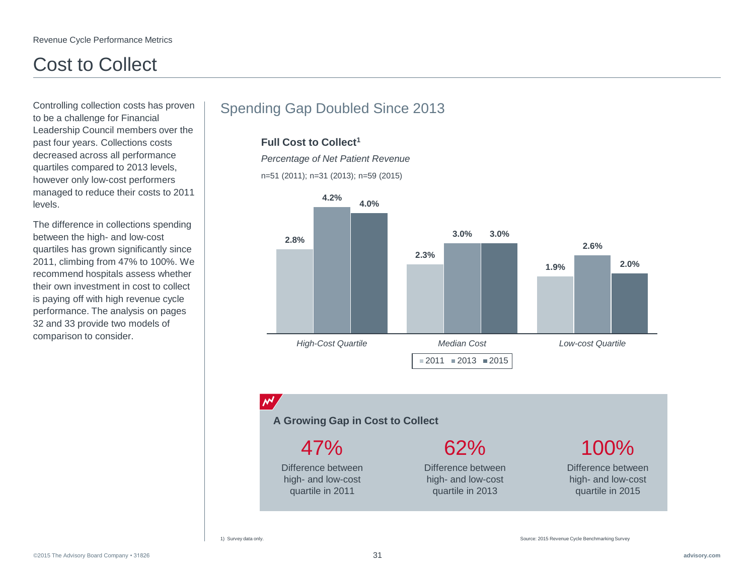Revenue Cycle Performance Metrics

# Cost to Collect

Controlling collection costs has proven to be a challenge for Financial Leadership Council members over the past four years. Collections costs decreased across all performance quartiles compared to 2013 levels, however only low-cost performers managed to reduce their costs to 2011 levels.

The difference in collections spending between the high- and low-cost quartiles has grown significantly since 2011, climbing from 47% to 100%. We recommend hospitals assess whether their own investment in cost to collect is paying off with high revenue cycle performance. The analysis on pages 32 and 33 provide two models of comparison to consider.

## Spending Gap Doubled Since 2013

**Full Cost to Collect[1]**

*Percentage of Net Patient Revenue*

n=51 (2011); n=31 (2013); n=59 (2015)

| | 2011 | 2013 | 2015 |
|---|---|---|---|
| *High-Cost Quartile* | 2.8% | 4.2% | 4.0% |
| *Median Cost* | 2.3% | 3.0% | 3.0% |
| *Low-cost Quartile* | 1.9% | 2.6% | 2.0% |

### A Growing Gap in Cost to Collect

**47%** Difference between high- and low-cost quartile in 2011

**62%** Difference between high- and low-cost quartile in 2013

**100%** Difference between high- and low-cost quartile in 2015

1) Survey data only.

Source: 2015 Revenue Cycle Benchmarking Survey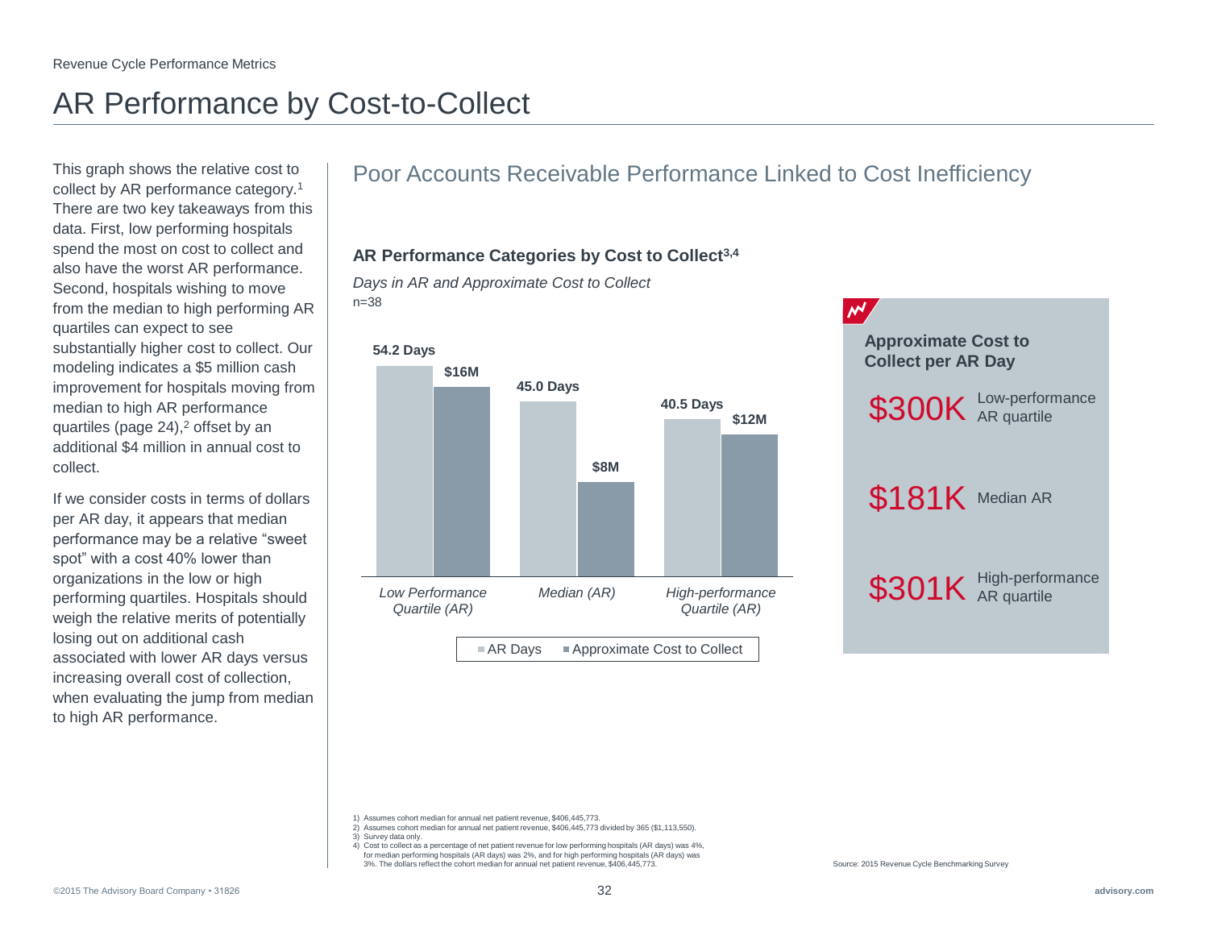Revenue Cycle Performance Metrics

# AR Performance by Cost-to-Collect

This graph shows the relative cost to collect by AR performance category.[1] There are two key takeaways from this data. First, low performing hospitals spend the most on cost to collect and also have the worst AR performance. Second, hospitals wishing to move from the median to high performing AR quartiles can expect to see substantially higher cost to collect. Our modeling indicates a $5 million cash improvement for hospitals moving from median to high AR performance quartiles (page 24),[2] offset by an additional $4 million in annual cost to collect.

If we consider costs in terms of dollars per AR day, it appears that median performance may be a relative "sweet spot" with a cost 40% lower than organizations in the low or high performing quartiles. Hospitals should weigh the relative merits of potentially losing out on additional cash associated with lower AR days versus increasing overall cost of collection, when evaluating the jump from median to high AR performance.

## Poor Accounts Receivable Performance Linked to Cost Inefficiency

**AR Performance Categories by Cost to Collect[3,4]**

*Days in AR and Approximate Cost to Collect*

n=38

| | AR Days | Approximate Cost to Collect |
|---|---|---|
| *Low Performance Quartile (AR)* | 54.2 Days | $16M |
| *Median (AR)* | 45.0 Days | $8M |
| *High-performance Quartile (AR)* | 40.5 Days | $12M |

**Approximate Cost to Collect per AR Day**

- $300K Low-performance AR quartile
- $181K Median AR
- $301K High-performance AR quartile

1) Assumes cohort median for annual net patient revenue, $406,445,773.
2) Assumes cohort median for annual net patient revenue, $406,445,773 divided by 365 ($1,113,550).
3) Survey data only.
4) Cost to collect as a percentage of net patient revenue for low performing hospitals (AR days) was 4%, for median performing hospitals (AR days) was 2%, and for high performing hospitals (AR days) was 3%. The dollars reflect the cohort median for annual net patient revenue, $406,445,773.

Source: 2015 Revenue Cycle Benchmarking Survey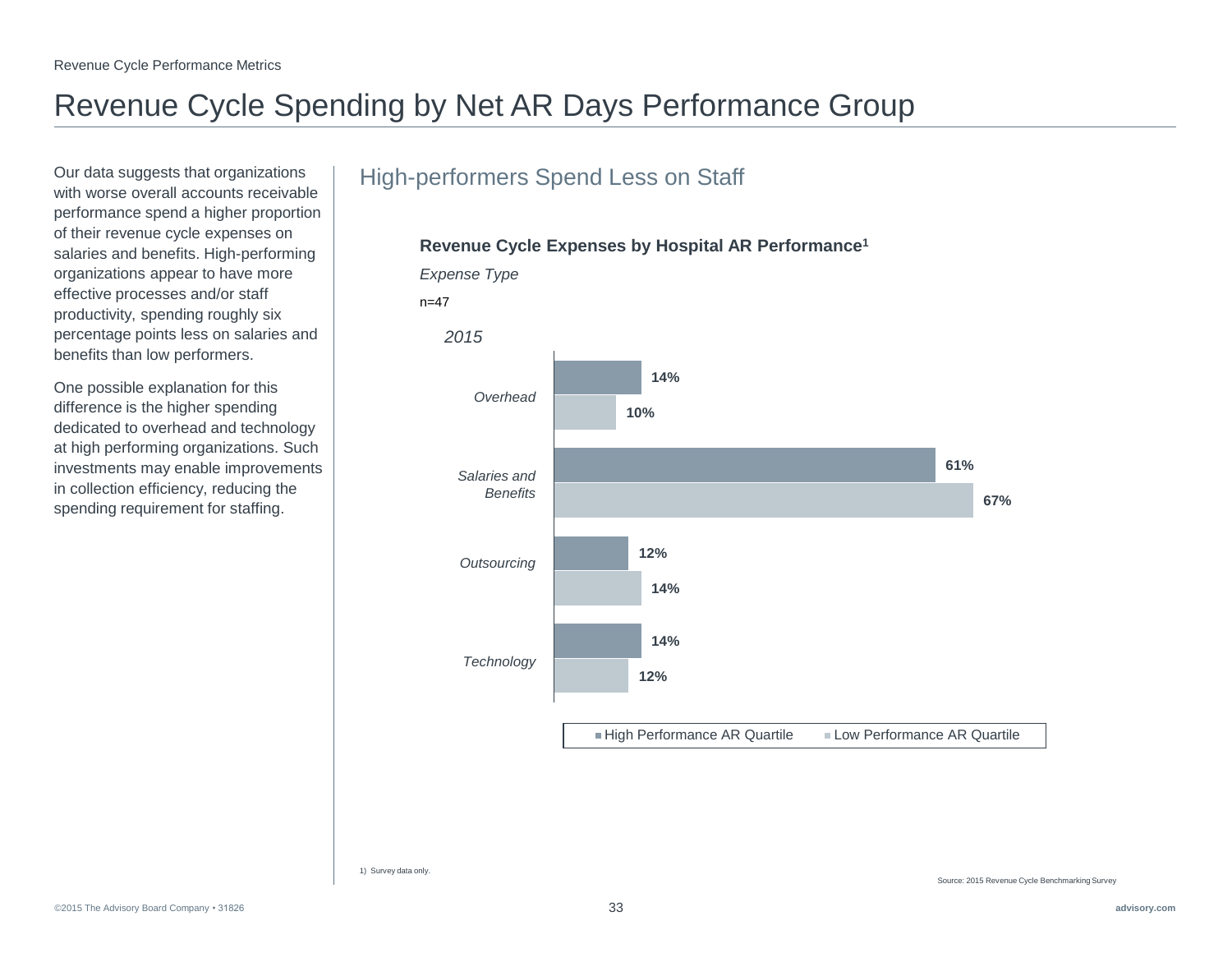Revenue Cycle Performance Metrics

# Revenue Cycle Spending by Net AR Days Performance Group

Our data suggests that organizations with worse overall accounts receivable performance spend a higher proportion of their revenue cycle expenses on salaries and benefits. High-performing organizations appear to have more effective processes and/or staff productivity, spending roughly six percentage points less on salaries and benefits than low performers.

One possible explanation for this difference is the higher spending dedicated to overhead and technology at high performing organizations. Such investments may enable improvements in collection efficiency, reducing the spending requirement for staffing.

## High-performers Spend Less on Staff

**Revenue Cycle Expenses by Hospital AR Performance[1]**

*Expense Type*

n=47

*2015*

| Expense Type | High Performance AR Quartile | Low Performance AR Quartile |
|---|---|---|
| *Overhead* | 14% | 10% |
| *Salaries and Benefits* | 61% | 67% |
| *Outsourcing* | 12% | 14% |
| *Technology* | 14% | 12% |

1) Survey data only.

Source: 2015 Revenue Cycle Benchmarking Survey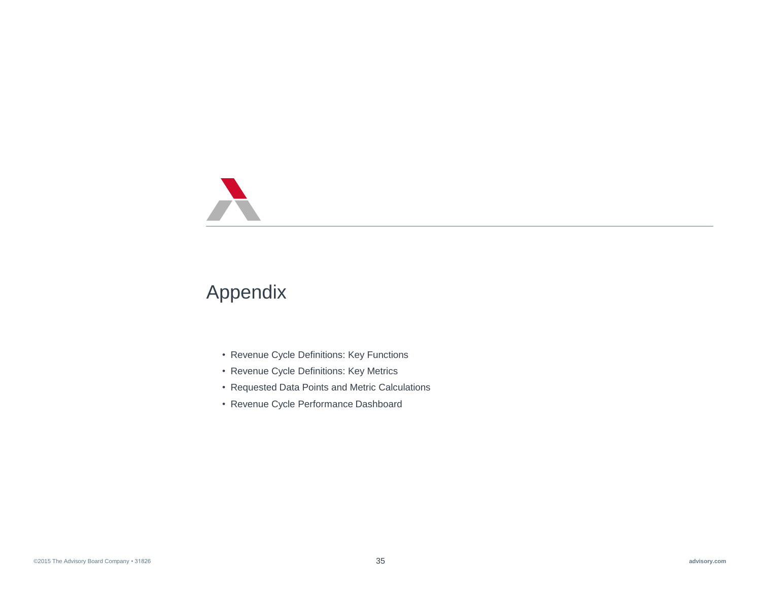# Appendix

- Revenue Cycle Definitions: Key Functions
- Revenue Cycle Definitions: Key Metrics
- Requested Data Points and Metric Calculations
- Revenue Cycle Performance Dashboard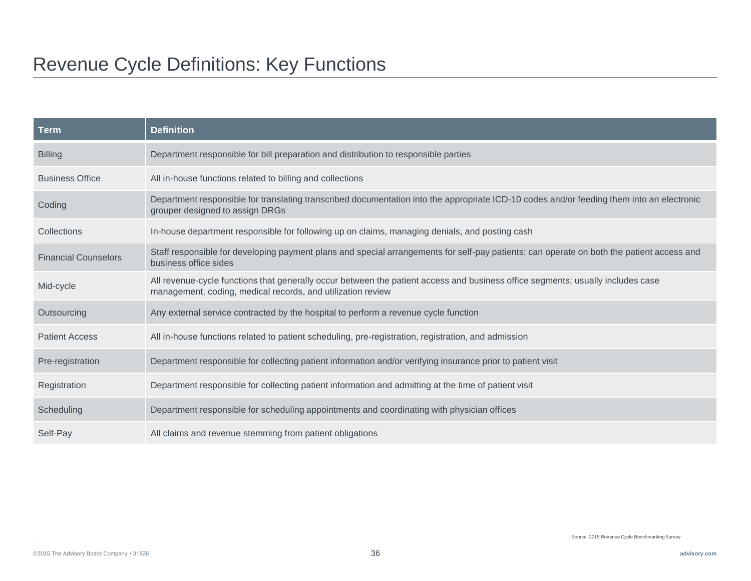# Revenue Cycle Definitions: Key Functions

| Term | Definition |
| --- | --- |
| Billing | Department responsible for bill preparation and distribution to responsible parties |
| Business Office | All in-house functions related to billing and collections |
| Coding | Department responsible for translating transcribed documentation into the appropriate ICD-10 codes and/or feeding them into an electronic grouper designed to assign DRGs |
| Collections | In-house department responsible for following up on claims, managing denials, and posting cash |
| Financial Counselors | Staff responsible for developing payment plans and special arrangements for self-pay patients; can operate on both the patient access and business office sides |
| Mid-cycle | All revenue-cycle functions that generally occur between the patient access and business office segments; usually includes case management, coding, medical records, and utilization review |
| Outsourcing | Any external service contracted by the hospital to perform a revenue cycle function |
| Patient Access | All in-house functions related to patient scheduling, pre-registration, registration, and admission |
| Pre-registration | Department responsible for collecting patient information and/or verifying insurance prior to patient visit |
| Registration | Department responsible for collecting patient information and admitting at the time of patient visit |
| Scheduling | Department responsible for scheduling appointments and coordinating with physician offices |
| Self-Pay | All claims and revenue stemming from patient obligations |

Source: 2015 Revenue Cycle Benchmarking Survey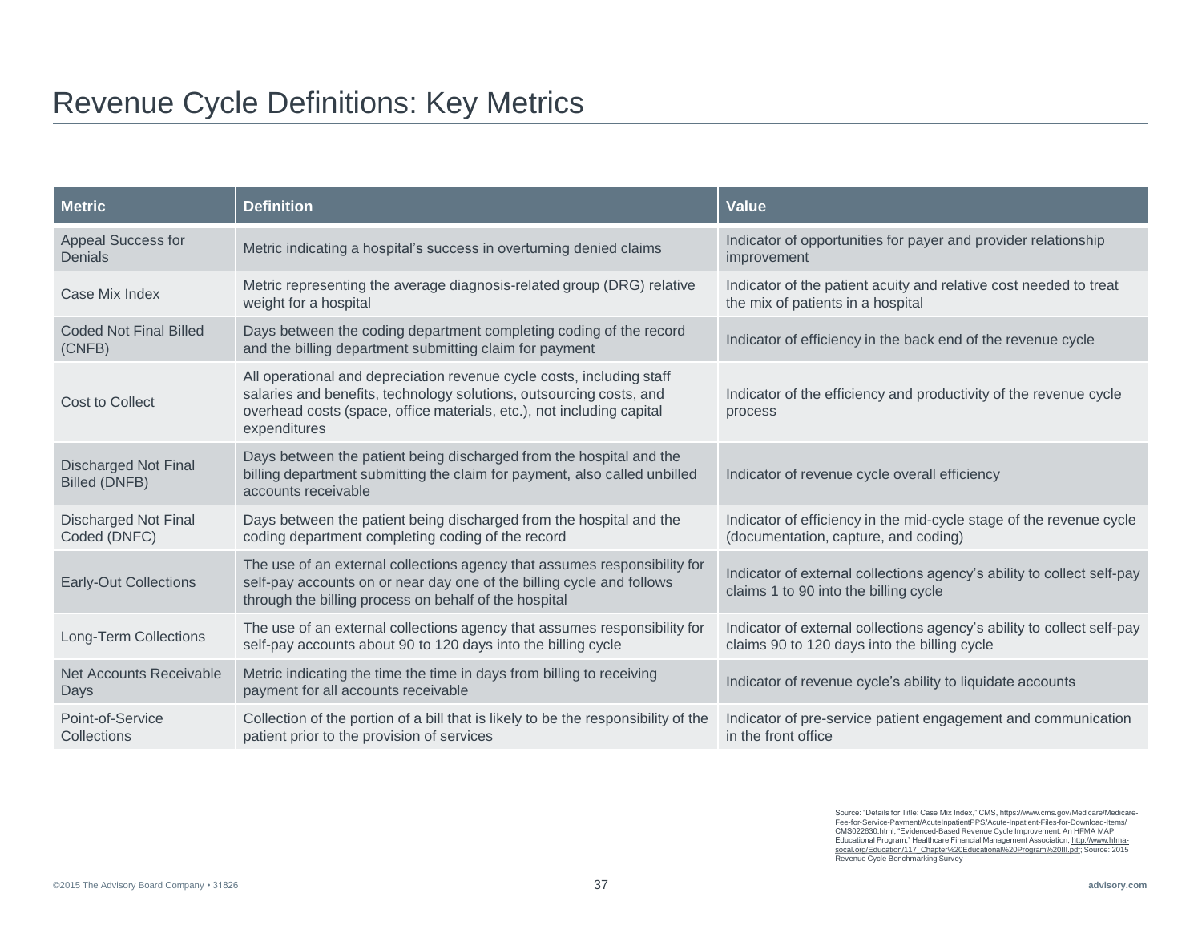# Revenue Cycle Definitions: Key Metrics

| Metric | Definition | Value |
|---|---|---|
| Appeal Success for Denials | Metric indicating a hospital's success in overturning denied claims | Indicator of opportunities for payer and provider relationship improvement |
| Case Mix Index | Metric representing the average diagnosis-related group (DRG) relative weight for a hospital | Indicator of the patient acuity and relative cost needed to treat the mix of patients in a hospital |
| Coded Not Final Billed (CNFB) | Days between the coding department completing coding of the record and the billing department submitting claim for payment | Indicator of efficiency in the back end of the revenue cycle |
| Cost to Collect | All operational and depreciation revenue cycle costs, including staff salaries and benefits, technology solutions, outsourcing costs, and overhead costs (space, office materials, etc.), not including capital expenditures | Indicator of the efficiency and productivity of the revenue cycle process |
| Discharged Not Final Billed (DNFB) | Days between the patient being discharged from the hospital and the billing department submitting the claim for payment, also called unbilled accounts receivable | Indicator of revenue cycle overall efficiency |
| Discharged Not Final Coded (DNFC) | Days between the patient being discharged from the hospital and the coding department completing coding of the record | Indicator of efficiency in the mid-cycle stage of the revenue cycle (documentation, capture, and coding) |
| Early-Out Collections | The use of an external collections agency that assumes responsibility for self-pay accounts on or near day one of the billing cycle and follows through the billing process on behalf of the hospital | Indicator of external collections agency's ability to collect self-pay claims 1 to 90 into the billing cycle |
| Long-Term Collections | The use of an external collections agency that assumes responsibility for self-pay accounts about 90 to 120 days into the billing cycle | Indicator of external collections agency's ability to collect self-pay claims 90 to 120 days into the billing cycle |
| Net Accounts Receivable Days | Metric indicating the time the time in days from billing to receiving payment for all accounts receivable | Indicator of revenue cycle's ability to liquidate accounts |
| Point-of-Service Collections | Collection of the portion of a bill that is likely to be the responsibility of the patient prior to the provision of services | Indicator of pre-service patient engagement and communication in the front office |

Source: "Details for Title: Case Mix Index," CMS, https://www.cms.gov/Medicare/Medicare-Fee-for-Service-Payment/AcuteInpatientPPS/Acute-Inpatient-Files-for-Download-Items/CMS022630.html; "Evidenced-Based Revenue Cycle Improvement: An HFMA MAP Educational Program," Healthcare Financial Management Association, http://www.hfma-socal.org/Education/117_Chapter%20Educational%20Program%20III.pdf; Source: 2015 Revenue Cycle Benchmarking Survey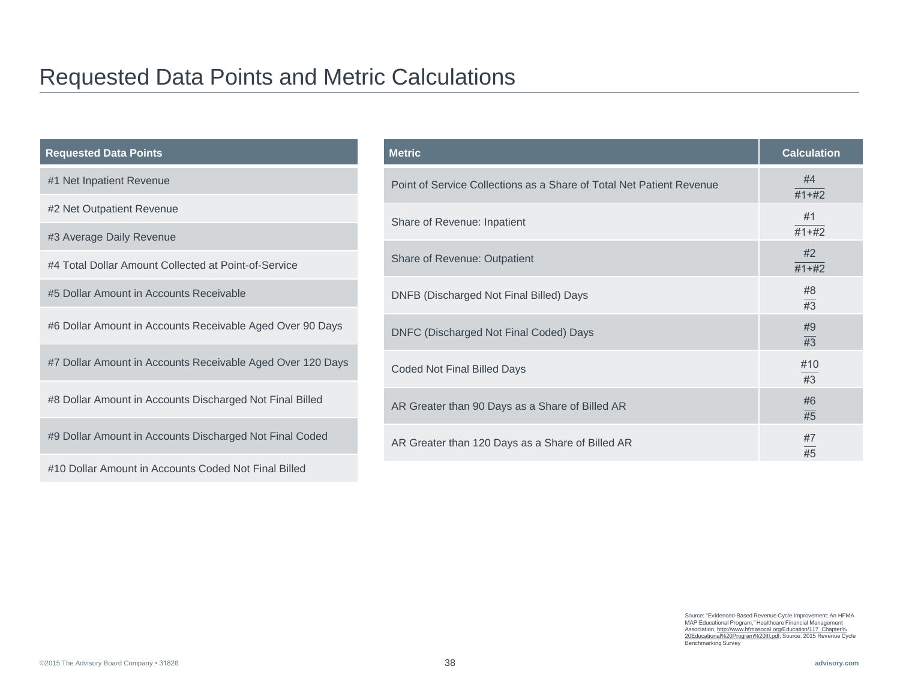# Requested Data Points and Metric Calculations

| Requested Data Points |
| --- |
| #1 Net Inpatient Revenue |
| #2 Net Outpatient Revenue |
| #3 Average Daily Revenue |
| #4 Total Dollar Amount Collected at Point-of-Service |
| #5 Dollar Amount in Accounts Receivable |
| #6 Dollar Amount in Accounts Receivable Aged Over 90 Days |
| #7 Dollar Amount in Accounts Receivable Aged Over 120 Days |
| #8 Dollar Amount in Accounts Discharged Not Final Billed |
| #9 Dollar Amount in Accounts Discharged Not Final Coded |
| #10 Dollar Amount in Accounts Coded Not Final Billed |

| Metric | Calculation |
| --- | --- |
| Point of Service Collections as a Share of Total Net Patient Revenue | $\frac{\#4}{\#1+\#2}$ |
| Share of Revenue: Inpatient | $\frac{\#1}{\#1+\#2}$ |
| Share of Revenue: Outpatient | $\frac{\#2}{\#1+\#2}$ |
| DNFB (Discharged Not Final Billed) Days | $\frac{\#8}{\#3}$ |
| DNFC (Discharged Not Final Coded) Days | $\frac{\#9}{\#3}$ |
| Coded Not Final Billed Days | $\frac{\#10}{\#3}$ |
| AR Greater than 90 Days as a Share of Billed AR | $\frac{\#6}{\#5}$ |
| AR Greater than 120 Days as a Share of Billed AR | $\frac{\#7}{\#5}$ |

Source: "Evidenced-Based Revenue Cycle Improvement: An HFMA MAP Educational Program," Healthcare Financial Management Association, http://www.hfmasocal.org/Education/117_Chapter%20Educational%20Program%20III.pdf; Source: 2015 Revenue Cycle Benchmarking Survey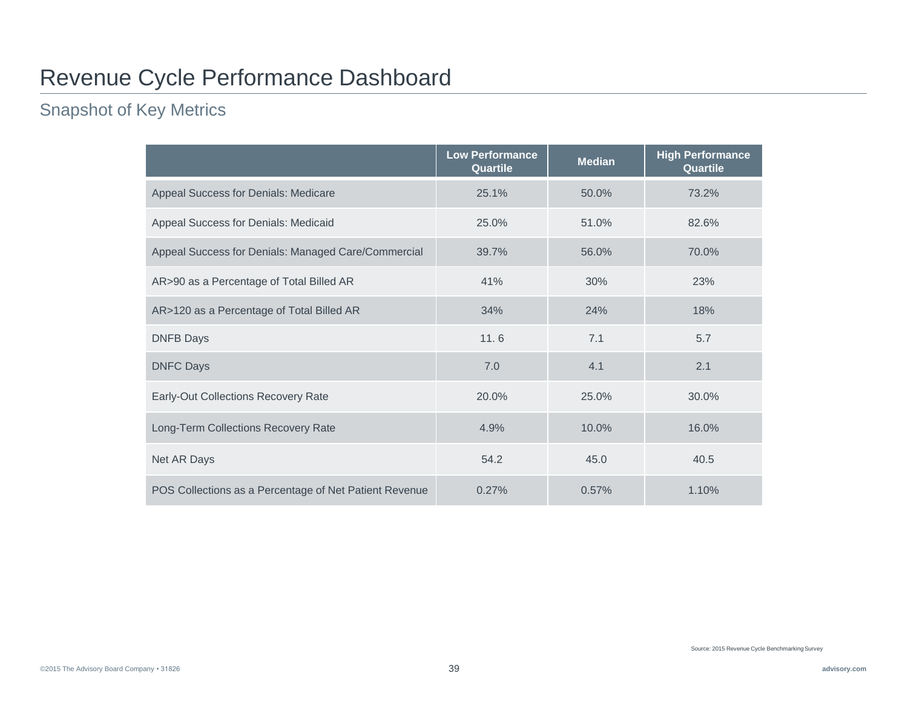# Revenue Cycle Performance Dashboard

## Snapshot of Key Metrics

| | Low Performance Quartile | Median | High Performance Quartile |
|---|---|---|---|
| Appeal Success for Denials: Medicare | 25.1% | 50.0% | 73.2% |
| Appeal Success for Denials: Medicaid | 25.0% | 51.0% | 82.6% |
| Appeal Success for Denials: Managed Care/Commercial | 39.7% | 56.0% | 70.0% |
| AR>90 as a Percentage of Total Billed AR | 41% | 30% | 23% |
| AR>120 as a Percentage of Total Billed AR | 34% | 24% | 18% |
| DNFB Days | 11. 6 | 7.1 | 5.7 |
| DNFC Days | 7.0 | 4.1 | 2.1 |
| Early-Out Collections Recovery Rate | 20.0% | 25.0% | 30.0% |
| Long-Term Collections Recovery Rate | 4.9% | 10.0% | 16.0% |
| Net AR Days | 54.2 | 45.0 | 40.5 |
| POS Collections as a Percentage of Net Patient Revenue | 0.27% | 0.57% | 1.10% |

Source: 2015 Revenue Cycle Benchmarking Survey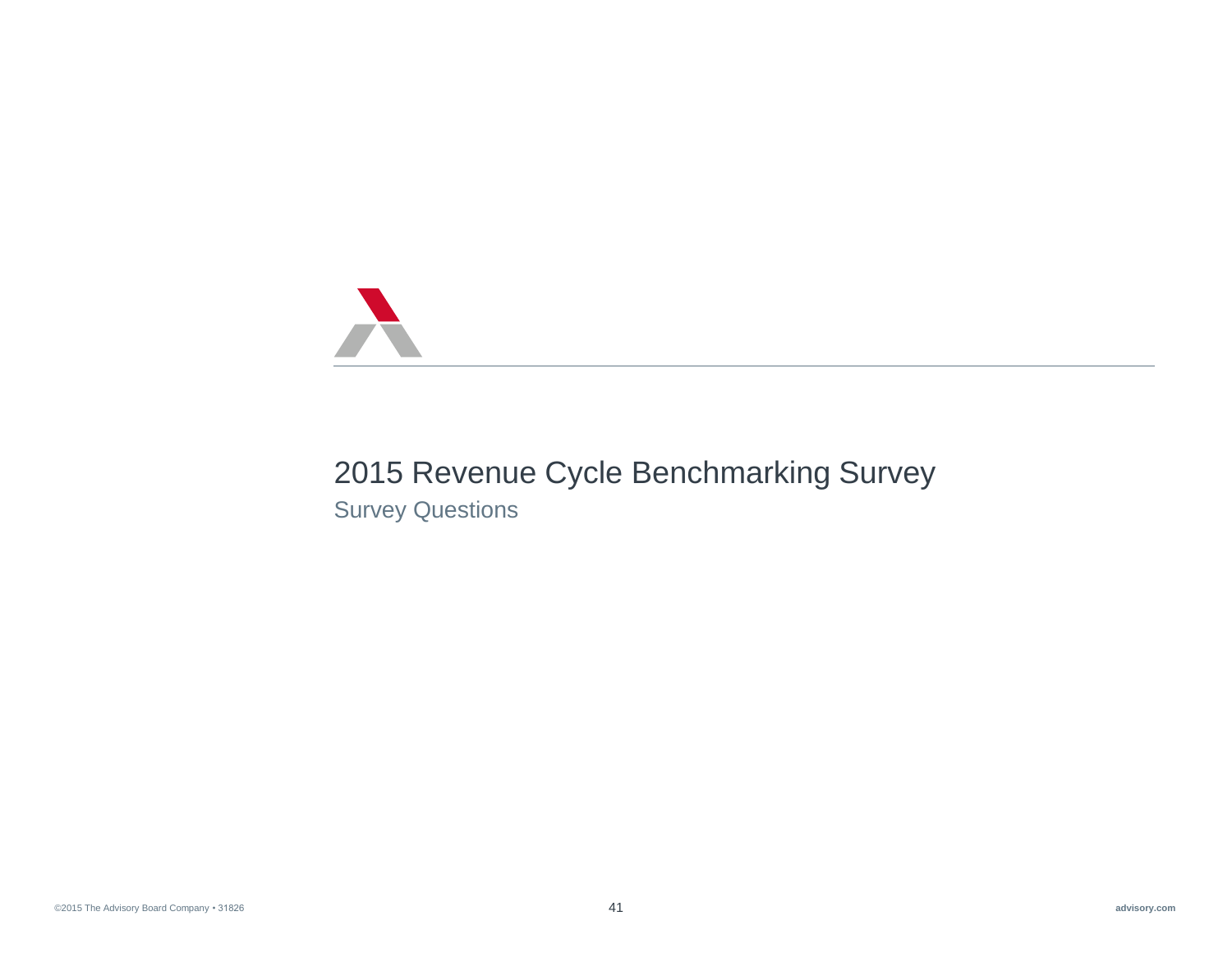# 2015 Revenue Cycle Benchmarking Survey

## Survey Questions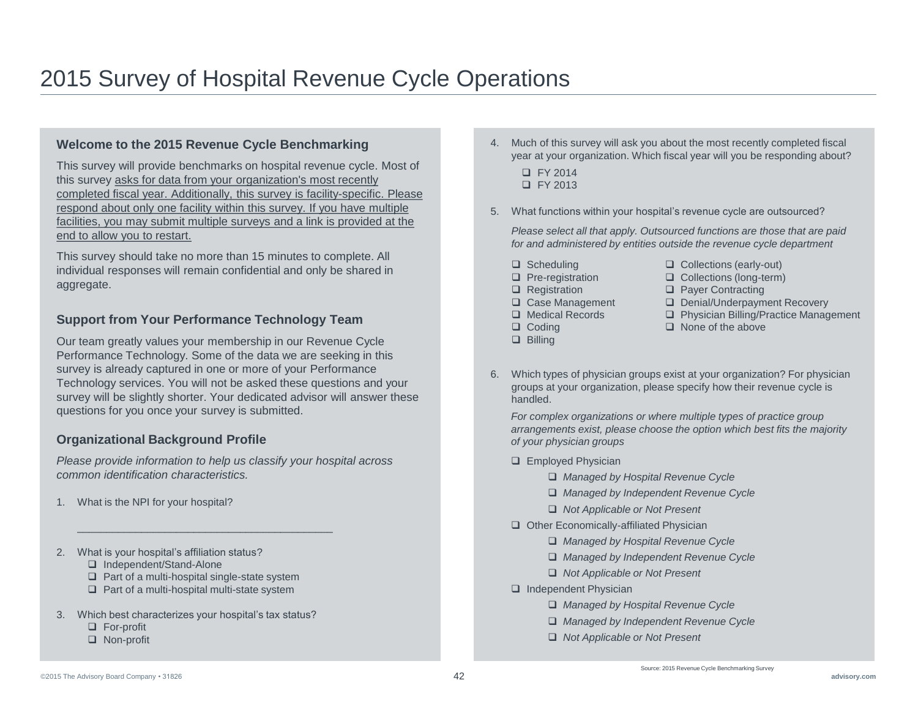# 2015 Survey of Hospital Revenue Cycle Operations

### Welcome to the 2015 Revenue Cycle Benchmarking

This survey will provide benchmarks on hospital revenue cycle. Most of this survey asks for data from your organization's most recently completed fiscal year. Additionally, this survey is facility-specific. Please respond about only one facility within this survey. If you have multiple facilities, you may submit multiple surveys and a link is provided at the end to allow you to restart.

This survey should take no more than 15 minutes to complete. All individual responses will remain confidential and only be shared in aggregate.

### Support from Your Performance Technology Team

Our team greatly values your membership in our Revenue Cycle Performance Technology. Some of the data we are seeking in this survey is already captured in one or more of your Performance Technology services. You will not be asked these questions and your survey will be slightly shorter. Your dedicated advisor will answer these questions for you once your survey is submitted.

### Organizational Background Profile

*Please provide information to help us classify your hospital across common identification characteristics.*

1. What is the NPI for your hospital?

   ________________________________________

2. What is your hospital's affiliation status?
   - ❑ Independent/Stand-Alone
   - ❑ Part of a multi-hospital single-state system
   - ❑ Part of a multi-hospital multi-state system

3. Which best characterizes your hospital's tax status?
   - ❑ For-profit
   - ❑ Non-profit

4. Much of this survey will ask you about the most recently completed fiscal year at your organization. Which fiscal year will you be responding about?
   - ❑ FY 2014
   - ❑ FY 2013

5. What functions within your hospital's revenue cycle are outsourced?

   *Please select all that apply. Outsourced functions are those that are paid for and administered by entities outside the revenue cycle department*

   - ❑ Scheduling
   - ❑ Pre-registration
   - ❑ Registration
   - ❑ Case Management
   - ❑ Medical Records
   - ❑ Coding
   - ❑ Billing
   - ❑ Collections (early-out)
   - ❑ Collections (long-term)
   - ❑ Payer Contracting
   - ❑ Denial/Underpayment Recovery
   - ❑ Physician Billing/Practice Management
   - ❑ None of the above

6. Which types of physician groups exist at your organization? For physician groups at your organization, please specify how their revenue cycle is handled.

   *For complex organizations or where multiple types of practice group arrangements exist, please choose the option which best fits the majority of your physician groups*

   - ❑ Employed Physician
     - ❑ *Managed by Hospital Revenue Cycle*
     - ❑ *Managed by Independent Revenue Cycle*
     - ❑ *Not Applicable or Not Present*
   - ❑ Other Economically-affiliated Physician
     - ❑ *Managed by Hospital Revenue Cycle*
     - ❑ *Managed by Independent Revenue Cycle*
     - ❑ *Not Applicable or Not Present*
   - ❑ Independent Physician
     - ❑ *Managed by Hospital Revenue Cycle*
     - ❑ *Managed by Independent Revenue Cycle*
     - ❑ *Not Applicable or Not Present*

Source: 2015 Revenue Cycle Benchmarking Survey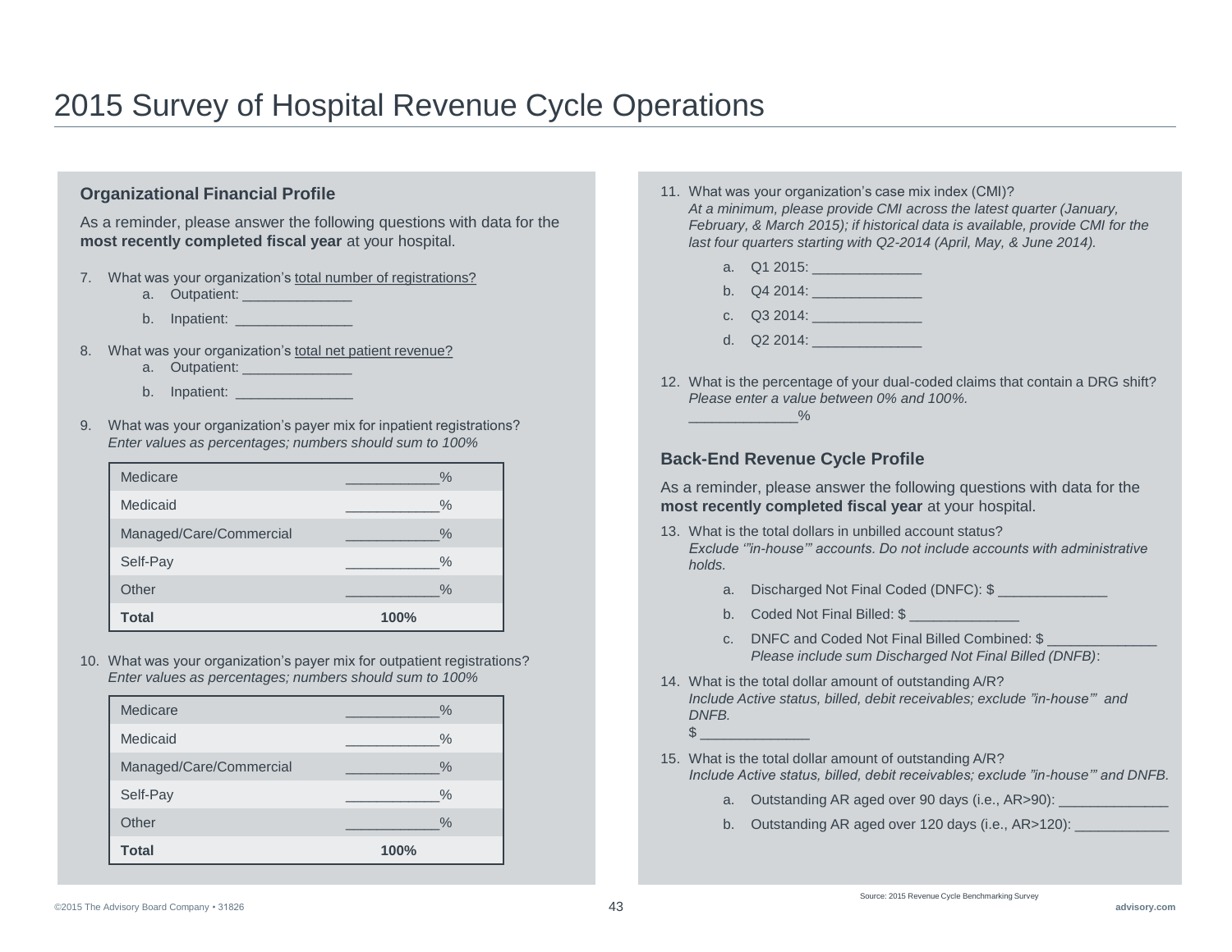# 2015 Survey of Hospital Revenue Cycle Operations

## Organizational Financial Profile

As a reminder, please answer the following questions with data for the **most recently completed fiscal year** at your hospital.

7. What was your organization's <u>total number of registrations?</u>
   a. Outpatient: ______________
   b. Inpatient: _______________

8. What was your organization's <u>total net patient revenue?</u>
   a. Outpatient: ______________
   b. Inpatient: _______________

9. What was your organization's payer mix for inpatient registrations?
   *Enter values as percentages; numbers should sum to 100%*

| | |
|---|---|
| Medicare | ____________% |
| Medicaid | ____________% |
| Managed/Care/Commercial | ____________% |
| Self-Pay | ____________% |
| Other | ____________% |
| **Total** | **100%** |

10. What was your organization's payer mix for outpatient registrations?
    *Enter values as percentages; numbers should sum to 100%*

| | |
|---|---|
| Medicare | ____________% |
| Medicaid | ____________% |
| Managed/Care/Commercial | ____________% |
| Self-Pay | ____________% |
| Other | ____________% |
| **Total** | **100%** |

11. What was your organization's case mix index (CMI)?
    *At a minimum, please provide CMI across the latest quarter (January, February, & March 2015); if historical data is available, provide CMI for the last four quarters starting with Q2-2014 (April, May, & June 2014).*
    a. Q1 2015: ______________
    b. Q4 2014: ______________
    c. Q3 2014: ______________
    d. Q2 2014: ______________

12. What is the percentage of your dual-coded claims that contain a DRG shift?
    *Please enter a value between 0% and 100%.*
    ______________%

## Back-End Revenue Cycle Profile

As a reminder, please answer the following questions with data for the **most recently completed fiscal year** at your hospital.

13. What is the total dollars in unbilled account status?
    *Exclude '"in-house"' accounts. Do not include accounts with administrative holds.*
    a. Discharged Not Final Coded (DNFC): $ ______________
    b. Coded Not Final Billed: $ ______________
    c. DNFC and Coded Not Final Billed Combined: $ ______________
       *Please include sum Discharged Not Final Billed (DNFB)*:

14. What is the total dollar amount of outstanding A/R?
    *Include Active status, billed, debit receivables; exclude "in-house"' and DNFB.*
    $ ______________

15. What is the total dollar amount of outstanding A/R?
    *Include Active status, billed, debit receivables; exclude "in-house"' and DNFB.*
    a. Outstanding AR aged over 90 days (i.e., AR>90): ______________
    b. Outstanding AR aged over 120 days (i.e., AR>120): ____________

Source: 2015 Revenue Cycle Benchmarking Survey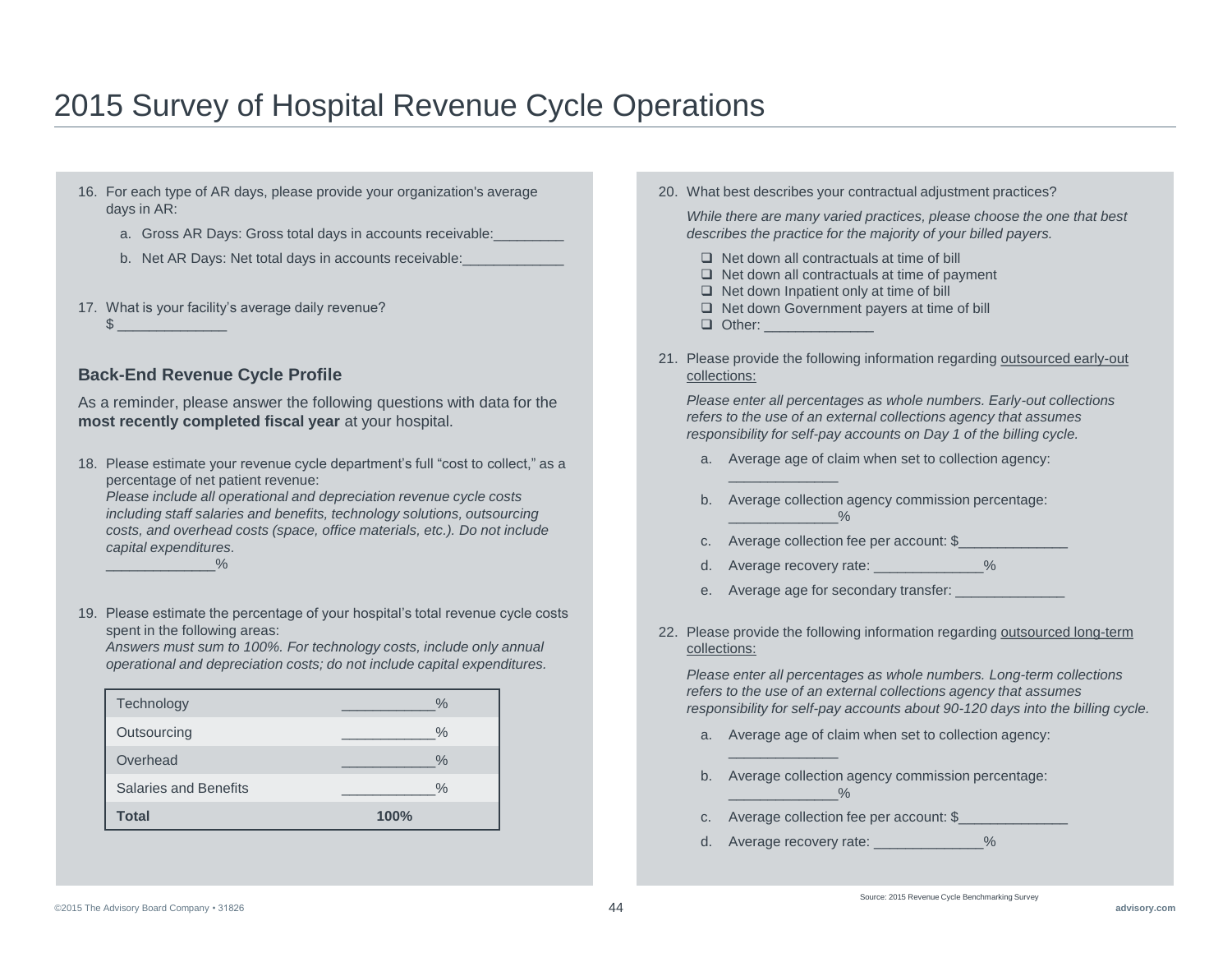# 2015 Survey of Hospital Revenue Cycle Operations

16. For each type of AR days, please provide your organization's average days in AR:
    a. Gross AR Days: Gross total days in accounts receivable:_________
    b. Net AR Days: Net total days in accounts receivable:_____________

17. What is your facility's average daily revenue?
    $ ______________

## Back-End Revenue Cycle Profile

As a reminder, please answer the following questions with data for the **most recently completed fiscal year** at your hospital.

18. Please estimate your revenue cycle department's full "cost to collect," as a percentage of net patient revenue:
    *Please include all operational and depreciation revenue cycle costs including staff salaries and benefits, technology solutions, outsourcing costs, and overhead costs (space, office materials, etc.). Do not include capital expenditures.*
    ______________%

19. Please estimate the percentage of your hospital's total revenue cycle costs spent in the following areas:
    *Answers must sum to 100%. For technology costs, include only annual operational and depreciation costs; do not include capital expenditures.*

| | |
|---|---|
| Technology | ____________% |
| Outsourcing | ____________% |
| Overhead | ____________% |
| Salaries and Benefits | ____________% |
| **Total** | **100%** |

20. What best describes your contractual adjustment practices?
    *While there are many varied practices, please choose the one that best describes the practice for the majority of your billed payers.*
    - ❑ Net down all contractuals at time of bill
    - ❑ Net down all contractuals at time of payment
    - ❑ Net down Inpatient only at time of bill
    - ❑ Net down Government payers at time of bill
    - ❑ Other: ______________

21. Please provide the following information regarding outsourced early-out collections:
    *Please enter all percentages as whole numbers. Early-out collections refers to the use of an external collections agency that assumes responsibility for self-pay accounts on Day 1 of the billing cycle.*
    a. Average age of claim when set to collection agency: ______________
    b. Average collection agency commission percentage: ______________%
    c. Average collection fee per account: $______________
    d. Average recovery rate: ______________%
    e. Average age for secondary transfer: ______________

22. Please provide the following information regarding outsourced long-term collections:
    *Please enter all percentages as whole numbers. Long-term collections refers to the use of an external collections agency that assumes responsibility for self-pay accounts about 90-120 days into the billing cycle.*
    a. Average age of claim when set to collection agency: ______________
    b. Average collection agency commission percentage: ______________%
    c. Average collection fee per account: $______________
    d. Average recovery rate: ______________%

Source: 2015 Revenue Cycle Benchmarking Survey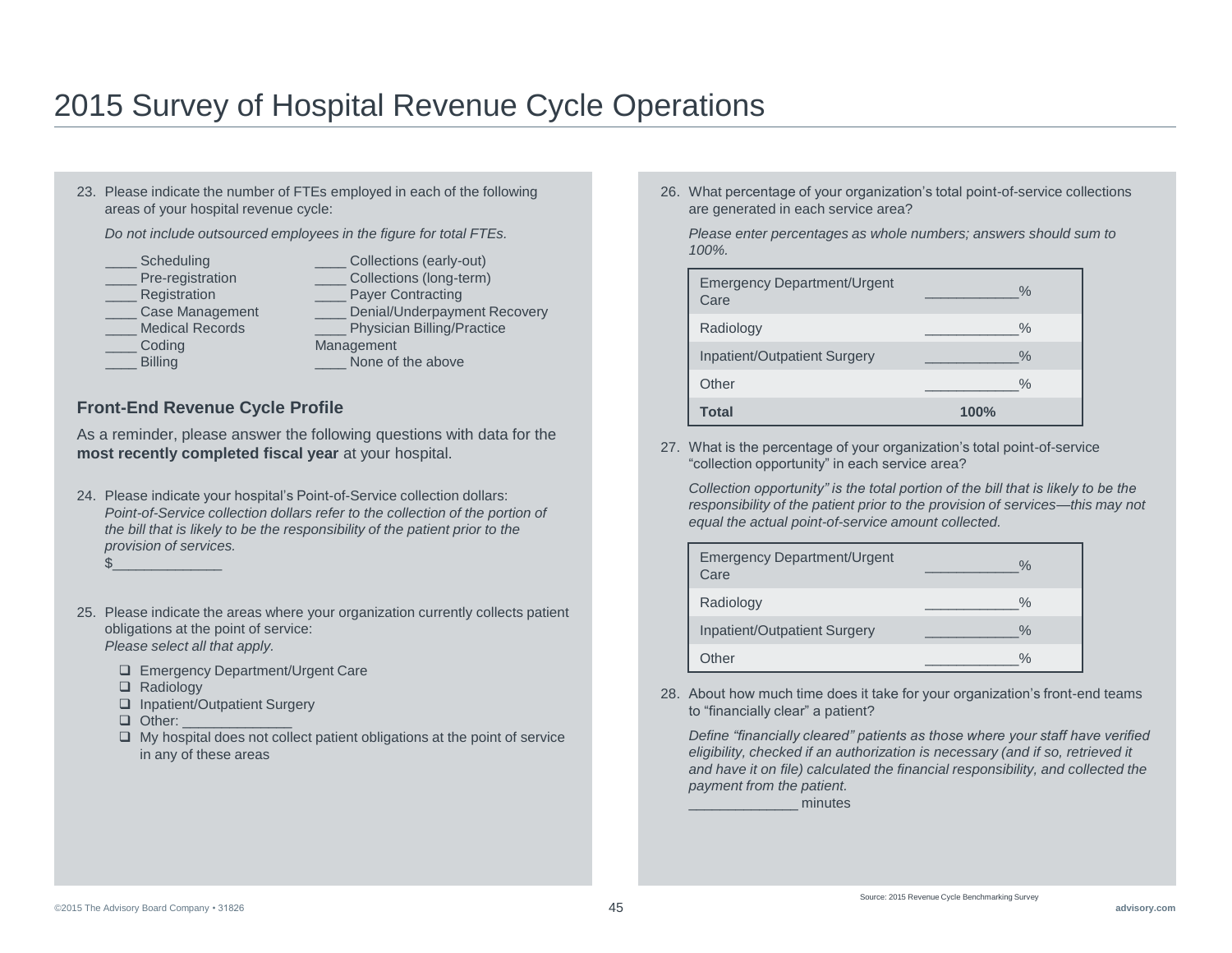# 2015 Survey of Hospital Revenue Cycle Operations

23. Please indicate the number of FTEs employed in each of the following areas of your hospital revenue cycle:

    *Do not include outsourced employees in the figure for total FTEs.*

    ____ Scheduling
    ____ Pre-registration
    ____ Registration
    ____ Case Management
    ____ Medical Records
    ____ Coding
    ____ Billing
    ____ Collections (early-out)
    ____ Collections (long-term)
    ____ Payer Contracting
    ____ Denial/Underpayment Recovery
    ____ Physician Billing/Practice Management
    ____ None of the above

### Front-End Revenue Cycle Profile

As a reminder, please answer the following questions with data for the **most recently completed fiscal year** at your hospital.

24. Please indicate your hospital's Point-of-Service collection dollars:
    *Point-of-Service collection dollars refer to the collection of the portion of the bill that is likely to be the responsibility of the patient prior to the provision of services.*
    $______________

25. Please indicate the areas where your organization currently collects patient obligations at the point of service:
    *Please select all that apply.*

    - ❑ Emergency Department/Urgent Care
    - ❑ Radiology
    - ❑ Inpatient/Outpatient Surgery
    - ❑ Other: ______________
    - ❑ My hospital does not collect patient obligations at the point of service in any of these areas

26. What percentage of your organization's total point-of-service collections are generated in each service area?

    *Please enter percentages as whole numbers; answers should sum to 100%.*

| | |
|---|---|
| Emergency Department/Urgent Care | ____________% |
| Radiology | ____________% |
| Inpatient/Outpatient Surgery | ____________% |
| Other | ____________% |
| **Total** | **100%** |

27. What is the percentage of your organization's total point-of-service "collection opportunity" in each service area?

    *Collection opportunity" is the total portion of the bill that is likely to be the responsibility of the patient prior to the provision of services—this may not equal the actual point-of-service amount collected.*

| | |
|---|---|
| Emergency Department/Urgent Care | ____________% |
| Radiology | ____________% |
| Inpatient/Outpatient Surgery | ____________% |
| Other | ____________% |

28. About how much time does it take for your organization's front-end teams to "financially clear" a patient?

    *Define "financially cleared" patients as those where your staff have verified eligibility, checked if an authorization is necessary (and if so, retrieved it and have it on file) calculated the financial responsibility, and collected the payment from the patient.*
    ______________ minutes

Source: 2015 Revenue Cycle Benchmarking Survey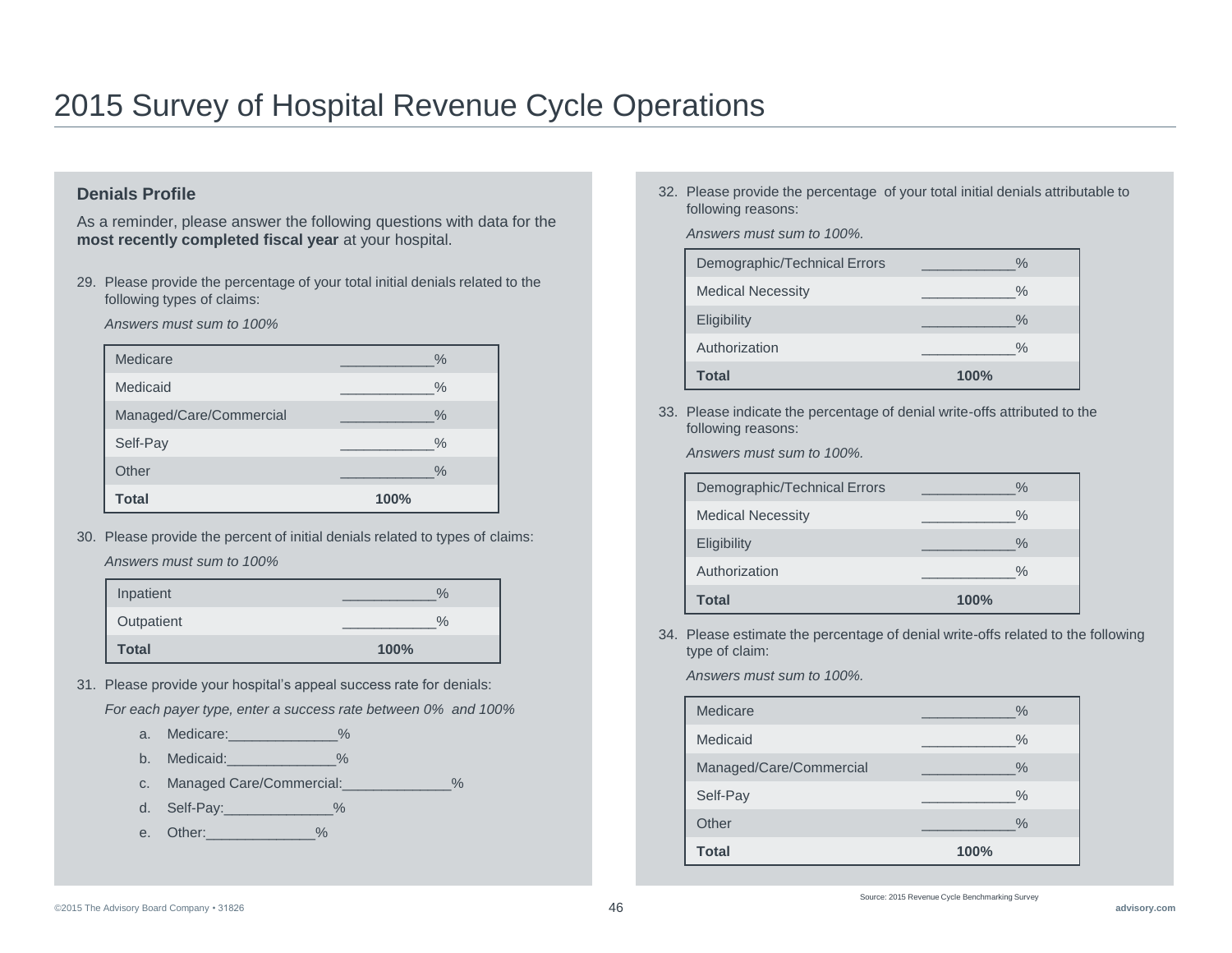# 2015 Survey of Hospital Revenue Cycle Operations

## Denials Profile

As a reminder, please answer the following questions with data for the **most recently completed fiscal year** at your hospital.

29. Please provide the percentage of your total initial denials related to the following types of claims:

    *Answers must sum to 100%*

| | |
|---|---|
| Medicare | ____________% |
| Medicaid | ____________% |
| Managed/Care/Commercial | ____________% |
| Self-Pay | ____________% |
| Other | ____________% |
| **Total** | **100%** |

30. Please provide the percent of initial denials related to types of claims:

    *Answers must sum to 100%*

| | |
|---|---|
| Inpatient | ____________% |
| Outpatient | ____________% |
| **Total** | **100%** |

31. Please provide your hospital's appeal success rate for denials:

    *For each payer type, enter a success rate between 0% and 100%*

    a. Medicare:______________%
    b. Medicaid:______________%
    c. Managed Care/Commercial:______________%
    d. Self-Pay:______________%
    e. Other:______________%

32. Please provide the percentage of your total initial denials attributable to following reasons:

    *Answers must sum to 100%.*

| | |
|---|---|
| Demographic/Technical Errors | ____________% |
| Medical Necessity | ____________% |
| Eligibility | ____________% |
| Authorization | ____________% |
| **Total** | **100%** |

33. Please indicate the percentage of denial write-offs attributed to the following reasons:

    *Answers must sum to 100%.*

| | |
|---|---|
| Demographic/Technical Errors | ____________% |
| Medical Necessity | ____________% |
| Eligibility | ____________% |
| Authorization | ____________% |
| **Total** | **100%** |

34. Please estimate the percentage of denial write-offs related to the following type of claim:

    *Answers must sum to 100%.*

| | |
|---|---|
| Medicare | ____________% |
| Medicaid | ____________% |
| Managed/Care/Commercial | ____________% |
| Self-Pay | ____________% |
| Other | ____________% |
| **Total** | **100%** |

Source: 2015 Revenue Cycle Benchmarking Survey